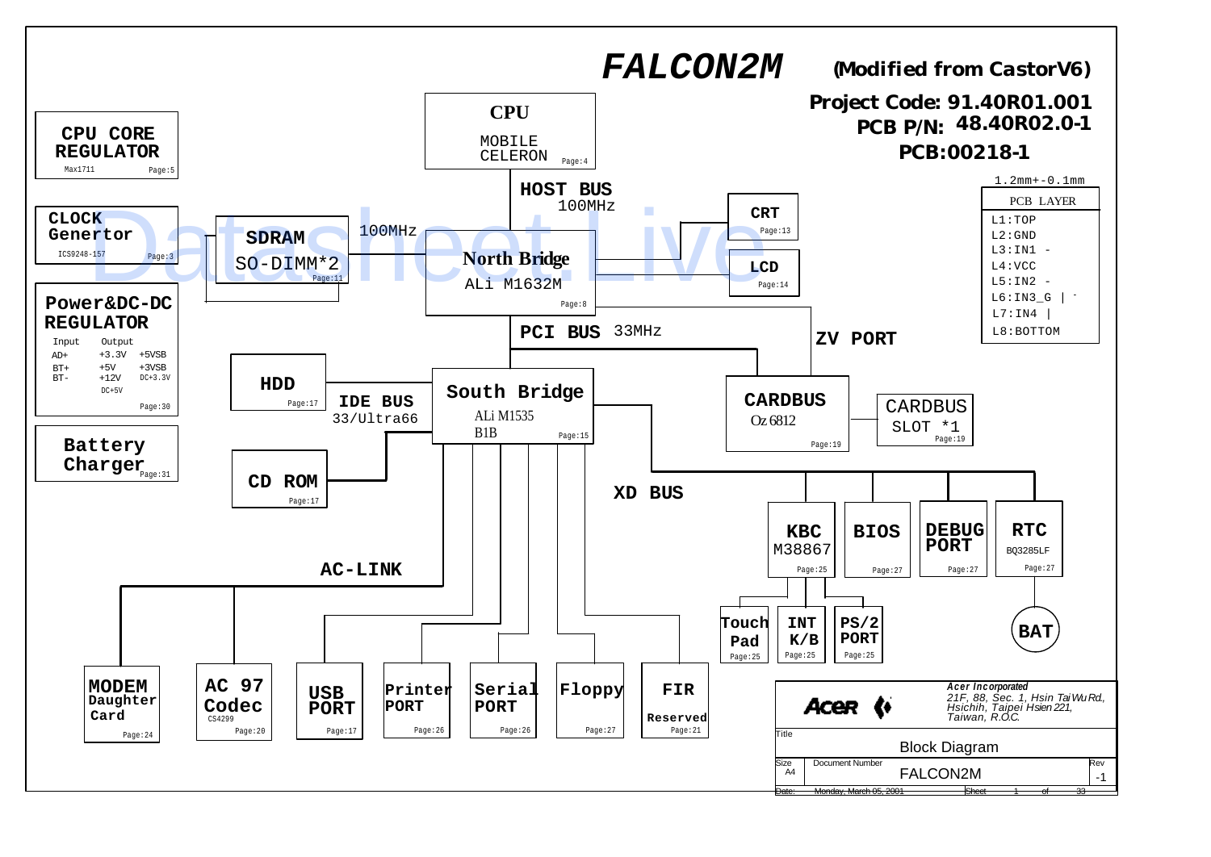# FALCON2M

**(Modified from CastorV6)**

**Project Code: 91.40R01.001**

**PCB P/N: 48.40R02.0-1**

**PCB:00218-1**

1.2mm+-0.1mm

| PCB LAYER |
|---|
| L1:TOP |
| L2:GND |
| L3:IN1 - |
| L4:VCC |
| L5:IN2 - |
| L6:IN3_G |
| L7:IN4 |
| L8:BOTTOM |

**CPU CORE REGULATOR** — Max1711 — Page:5

**CLOCK Genertor** — ICS9248-157 — Page:3

**Power&DC-DC REGULATOR** — Page:30

| Input | Output | |
|---|---|---|
| AD+ | +3.3V | +5VSB |
| BT+ | +5V | +3VSB |
| BT- | +12V | DC+3.3V |
| | DC+5V | |

**Battery Charger** — Page:31

**CPU** — MOBILE CELERON — Page:4

**HOST BUS** 100MHz

**SDRAM** SO-DIMM*2 — Page:11 — 100MHz

**North Bridge** — ALi M1632M — Page:8

**CRT** — Page:13

**LCD** — Page:14

**PCI BUS** 33MHz

**ZV PORT**

**CARDBUS** — Oz6812 — Page:19

CARDBUS SLOT *1 — Page:19

**HDD** — Page:17

**IDE BUS** 33/Ultra66

**CD ROM** — Page:17

**South Bridge** — ALi M1535 B1B — Page:15

**XD BUS**

**KBC** — M38867 — Page:25

**BIOS** — Page:27

**DEBUG PORT** — Page:27

**RTC** — BQ3285LF — Page:27

**BAT**

**Touch Pad** — Page:25

**INT K/B** — Page:25

**PS/2 PORT** — Page:25

**AC-LINK**

**MODEM Daughter Card** — Page:24

**AC 97 Codec** — CS4299 — Page:20

**USB PORT** — Page:17

**Printer PORT** — Page:26

**Serial PORT** — Page:26

**Floppy** — Page:27

**FIR Reserved** — Page:21

**Acer Incorporated**
21F, 88, Sec. 1, Hsin Tai Wu Rd., Hsichih, Taipei Hsien 221, Taiwan, R.O.C.

| Title | Block Diagram | |
|---|---|---|
| Size: A4 | Document Number: FALCON2M | Rev: -1 |
| Date: Monday, March 05, 2001 | Sheet 1 of 33 | |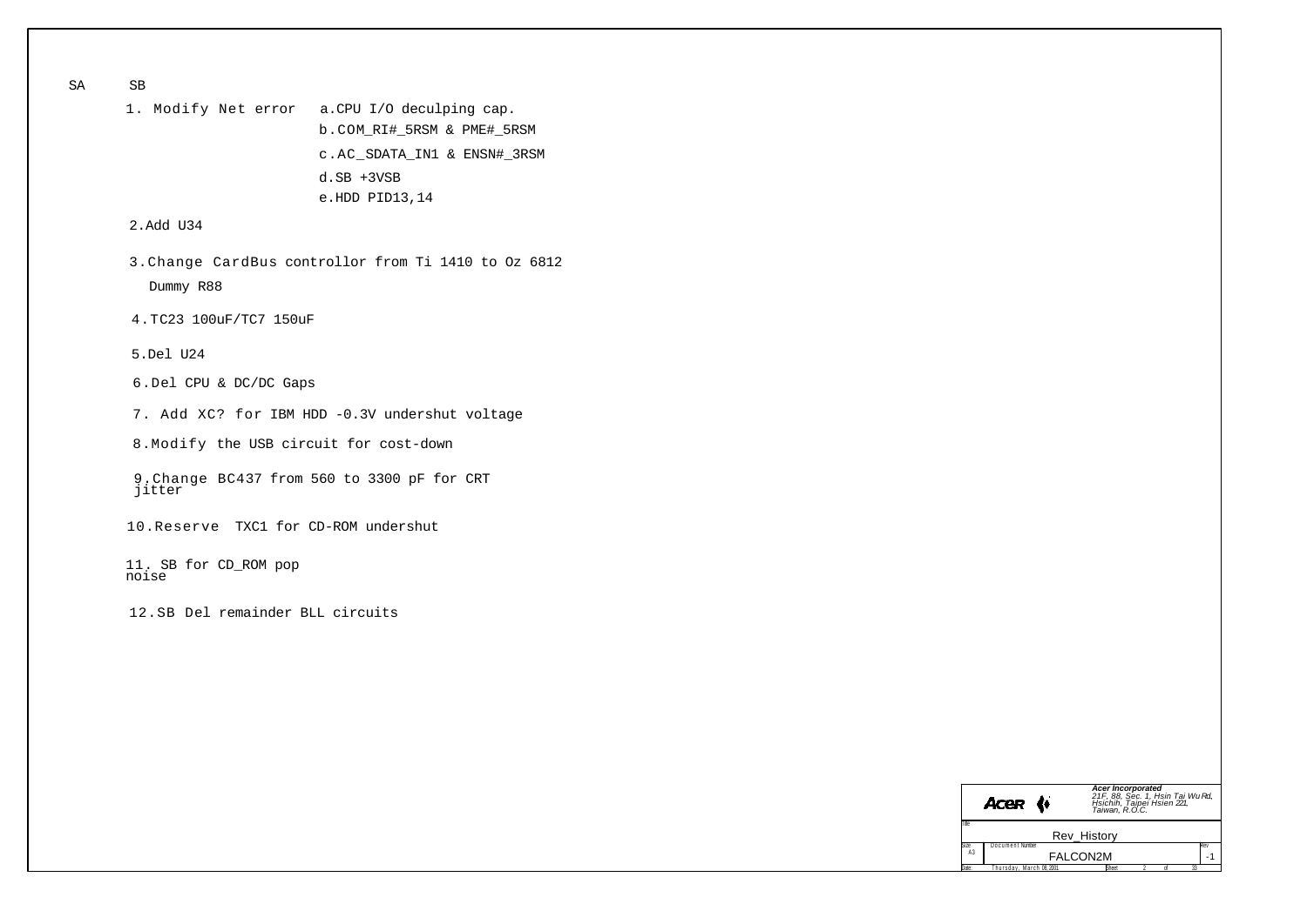SA SB

1. Modify Net error
   - a.CPU I/O deculping cap.
   - b.COM_RI#_5RSM & PME#_5RSM
   - c.AC_SDATA_IN1 & ENSN#_3RSM
   - d.SB +3VSB
   - e.HDD PID13,14

2.Add U34

3.Change CardBus controllor from Ti 1410 to Oz 6812
   Dummy R88

4.TC23 100uF/TC7 150uF

5.Del U24

6.Del CPU & DC/DC Gaps

7. Add XC? for IBM HDD -0.3V undershut voltage

8.Modify the USB circuit for cost-down

9.Change BC437 from 560 to 3300 pF for CRT jitter

10.Reserve TXC1 for CD-ROM undershut

11. SB for CD_ROM pop noise

12.SB Del remainder BLL circuits

| Acer | Acer Incorporated 21F, 88, Sec. 1, Hsin Tai Wu Rd, Hsichih, Taipei Hsien 221, Taiwan, R.O.C. | |
|---|---|---|
| Title | Rev_History | |
| Size A3 | Document Number FALCON2M | Rev -1 |
| Date: Thursday, March 08, 2001 | Sheet 2 of 33 | |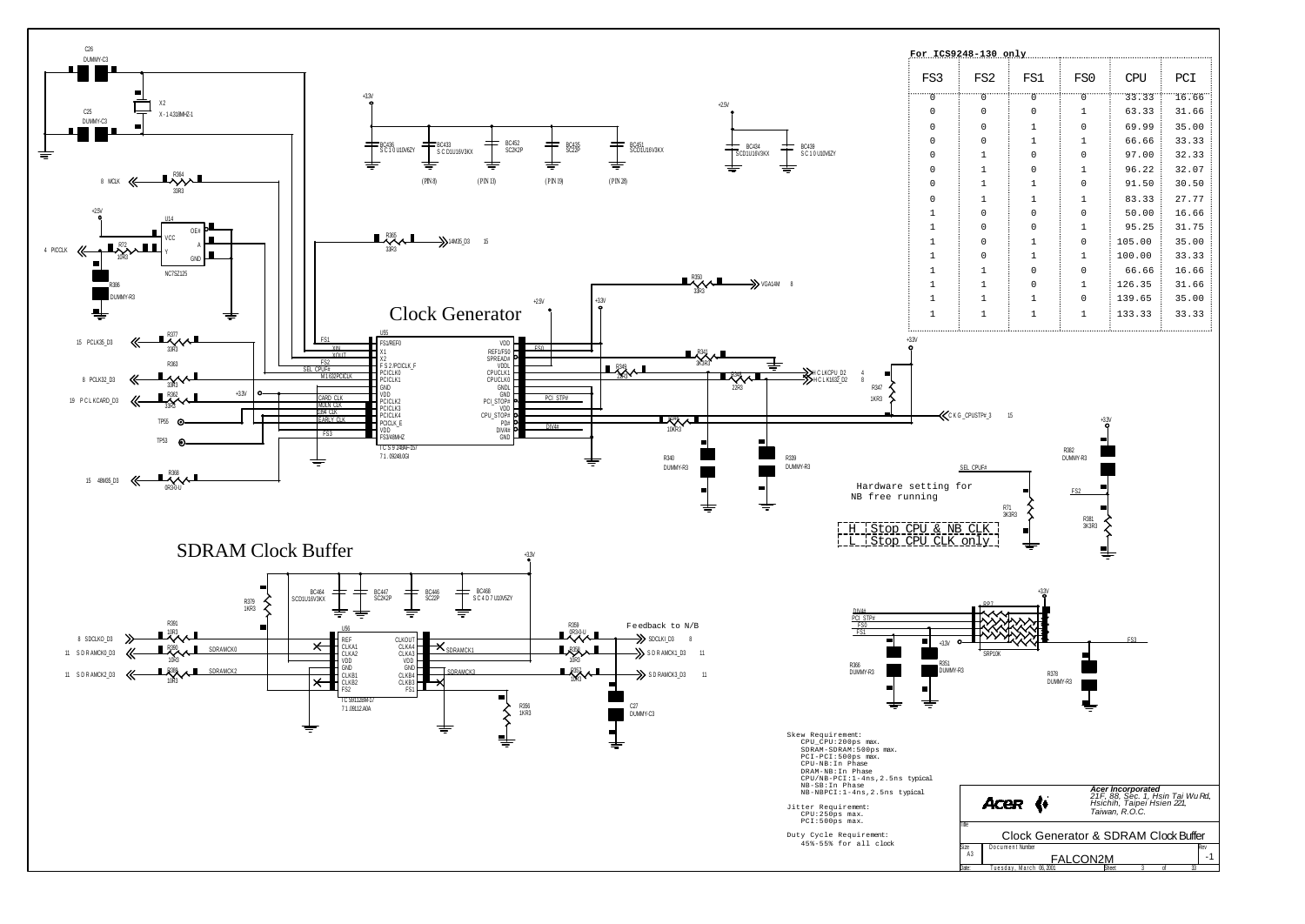## Clock Generator

**For ICS9248-130 only**

| FS3 | FS2 | FS1 | FS0 | CPU | PCI |
|---|---|---|---|---|---|
| 0 | 0 | 0 | 0 | 33.33 | 16.66 |
| 0 | 0 | 0 | 1 | 63.33 | 31.66 |
| 0 | 0 | 1 | 0 | 69.99 | 35.00 |
| 0 | 0 | 1 | 1 | 66.66 | 33.33 |
| 0 | 1 | 0 | 0 | 97.00 | 32.33 |
| 0 | 1 | 0 | 1 | 96.22 | 32.07 |
| 0 | 1 | 1 | 0 | 91.50 | 30.50 |
| 0 | 1 | 1 | 1 | 83.33 | 27.77 |
| 1 | 0 | 0 | 0 | 50.00 | 16.66 |
| 1 | 0 | 0 | 1 | 95.25 | 31.75 |
| 1 | 0 | 1 | 0 | 105.00 | 35.00 |
| 1 | 0 | 1 | 1 | 100.00 | 33.33 |
| 1 | 1 | 0 | 0 | 66.66 | 16.66 |
| 1 | 1 | 0 | 1 | 126.35 | 31.66 |
| 1 | 1 | 1 | 0 | 139.65 | 35.00 |
| 1 | 1 | 1 | 1 | 133.33 | 33.33 |

Hardware setting for NB free running

| H | Stop CPU & NB CLK |
|---|---|
| L | Stop CPU CLK only |

## SDRAM Clock Buffer

Feedback to N/B

Skew Requirement:
- CPU_CPU:200ps max.
- SDRAM-SDRAM:500ps max.
- PCI-PCI:500ps max.
- CPU-NB:In Phase
- DRAM-NB:In Phase
- CPU/NB-PCI:1-4ns,2.5ns typical
- NB-SB:In Phase
- NB-NBPCI:1-4ns,2.5ns typical

Jitter Requirement:
- CPU:250ps max.
- PCI:500ps max.

Duty Cycle Requirement:
- 45%-55% for all clock

**Acer Incorporated**
21F, 88, Sec. 1, Hsin Tai Wu Rd, Hsichih, Taipei Hsien 221, Taiwan, R.O.C.

Title: Clock Generator & SDRAM Clock Buffer

Size: A3 | Document Number: FALCON2M | Rev: -1

Date: Tuesday, March 06, 2001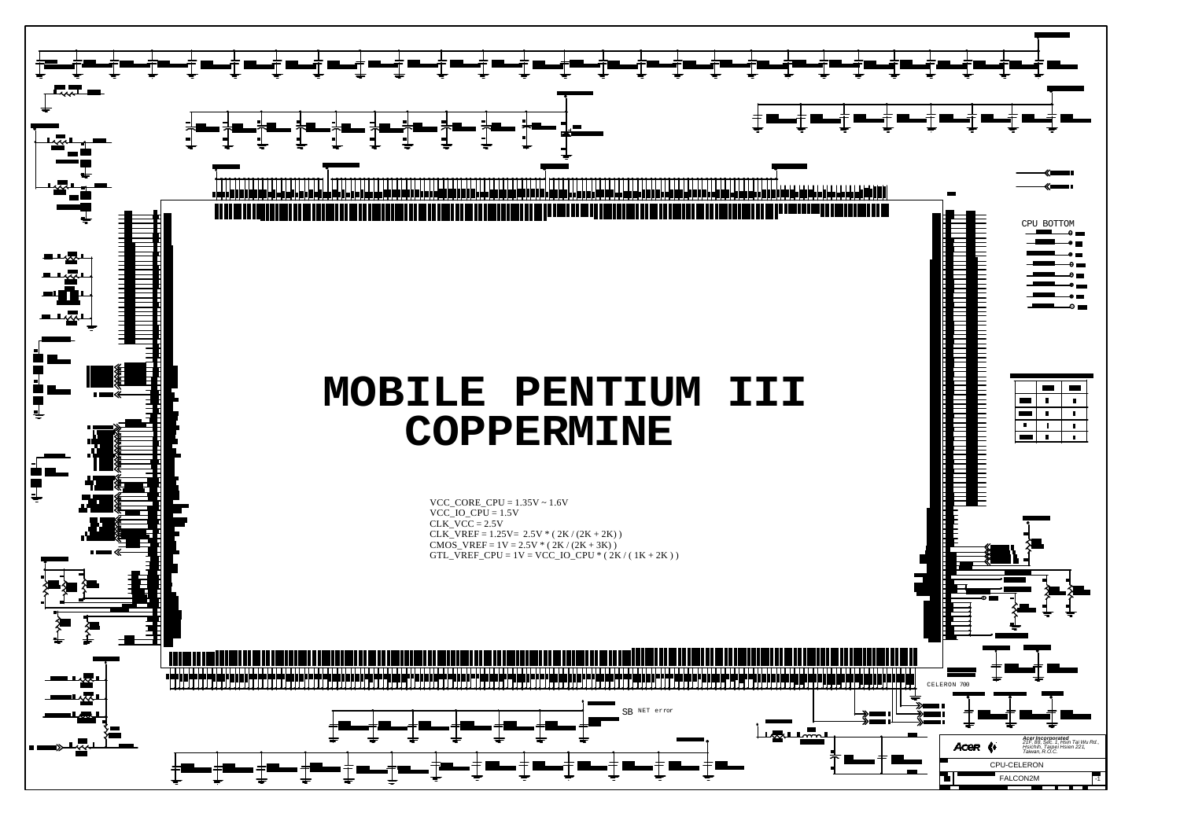# MOBILE PENTIUM III COPPERMINE

VCC_CORE_CPU = 1.35V ~ 1.6V
VCC_IO_CPU = 1.5V
CLK_VCC = 2.5V
CLK_VREF = 1.25V= 2.5V * ( 2K / (2K + 2K) )
CMOS_VREF = 1V = 2.5V * ( 2K / (2K + 3K) )
GTL_VREF_CPU = 1V = VCC_IO_CPU * ( 2K / ( 1K + 2K ) )

CPU BOTTOM

SB NET error

CELERON 700

Acer Incorporated
21F, 88, Sec. 1, Hsin Tai Wu Rd., Hsichih, Taipei Hsien 221, Taiwan, R.O.C.

CPU-CELERON

FALCON2M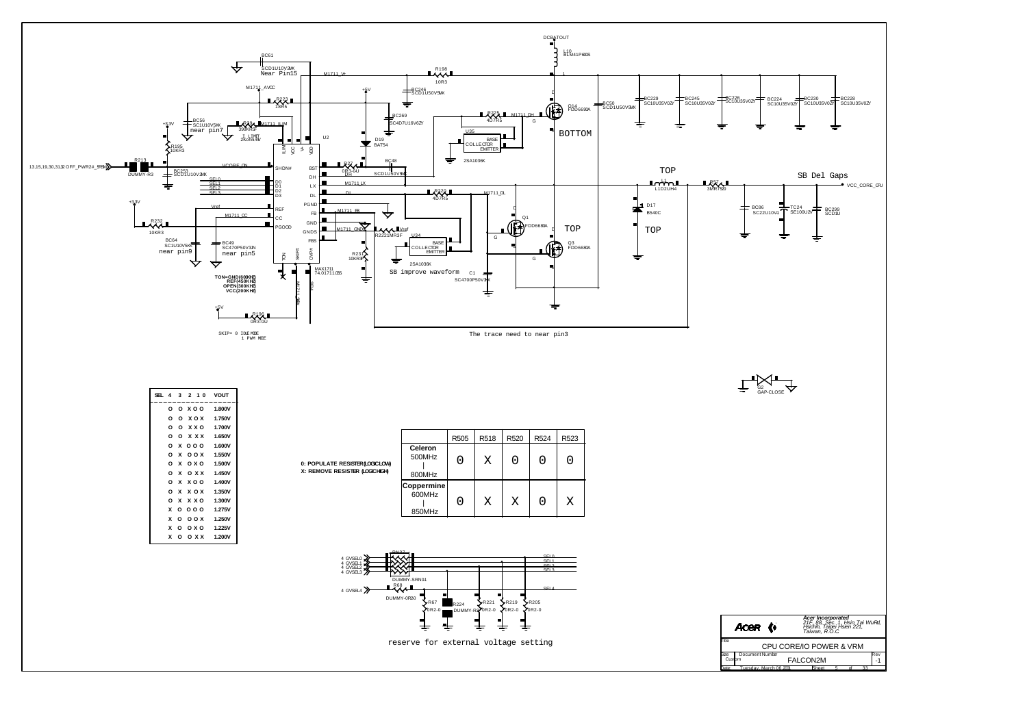# CPU CORE/IO POWER & VRM

| SEL 4 | 3 | 2 | 1 | 0 | VOUT |
|---|---|---|---|---|---|
| O | O | X | O | O | 1.800V |
| O | O | X | O | X | 1.750V |
| O | O | X | X | O | 1.700V |
| O | O | X | X | X | 1.650V |
| O | X | O | O | O | 1.600V |
| O | X | O | O | X | 1.550V |
| O | X | O | X | O | 1.500V |
| O | X | O | X | X | 1.450V |
| O | X | X | O | O | 1.400V |
| O | X | X | O | X | 1.350V |
| O | X | X | X | O | 1.300V |
| X | O | O | O | O | 1.275V |
| X | O | O | O | X | 1.250V |
| X | O | O | X | O | 1.225V |
| X | O | O | X | X | 1.200V |

0: POPULATE RESISTER(LOGIC LOW)
X: REMOVE RESISTER (LOGIC HIGH)

| | R505 | R518 | R520 | R524 | R523 |
|---|---|---|---|---|---|
| Celeron 500MHz \| 800MHz | 0 | X | 0 | 0 | 0 |
| Coppermine 600MHz \| 850MHz | 0 | X | X | 0 | X |

TON=GND(600KHZ)
REF(450KHZ)
OPEN(300KHZ)
VCC(200KHZ)

SKIP= 0 IDLE MODE
1 PWM MODE

Near Pin15

near pin7

near pin9

near pin5

BOTTOM

TOP

TOP

TOP

SB Del Gaps

SB improve waveform

The trace need to near pin3

reserve for external voltage setting

Acer Incorporated
21F, 88, Sec. 1, Hsin Tai Wu Rd, Hsichih, Taipei Hsien 221, Taiwan, R.O.C

Document Number: FALCON2M
Size: Custom
Rev: -1
Date: Tuesday, March 06, 2001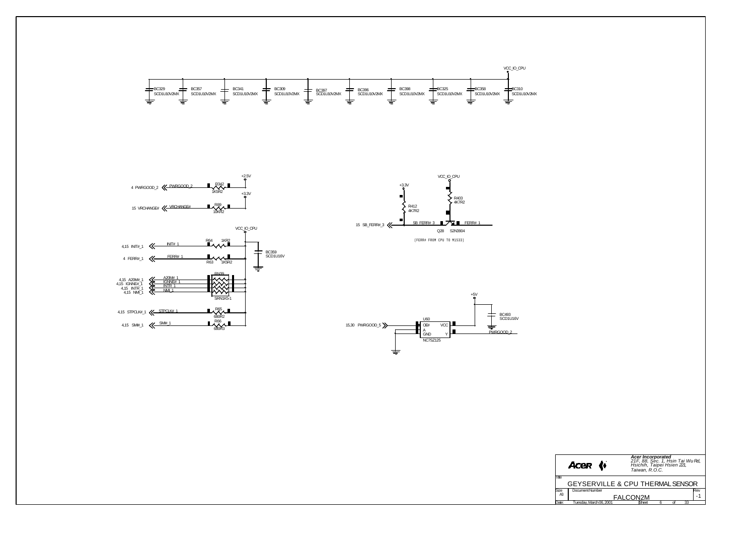VCC_IO_CPU

BC329 SCD1U10V2MX
BC357 SCD1U10V2MX
BC341 SCD1U10V2MX
BC309 SCD1U10V2MX
BC397 SCD1U10V2MX
BC396 SCD1U10V2MX
BC398 SCD1U10V2MX
BC325 SCD1U10V2MX
BC358 SCD1U10V2MX
BC310 SCD1U10V2MX

+2.5V
4 PWRGOOD_2 — PWRGOOD_2 — R342 1K5R2

+3.3V
15 VRCHANGE# — VRCHANGE# — R89 10KR2

VCC_IO_CPU
4,15 INIT#_1 — INIT# 1 — R64 1KR2
4 FERR#_1 — FERR# 1 — R63 1K5R2
BC359 SCD1U16V

4,15 A20M#_1 — A20M# 1
4,15 IGNNE#_1 — IGNNE# 1
4,15 INTR_1 — INTR 1
4,15 NMI_1 — NMI_1
RN39 SRN1K5-1

4,15 STPCLK#_1 — STPCLK# 1 — R65 680R2
4,15 SMI#_1 — SMI# 1 — R66 680R3

+3.3V
VCC_IO_CPU
R412 4K7R2
R403 4K7R2
15 SB_FERR#_3 — SB_FERR# 3 — Q28 S2N3904 — FERR# 1

(FERR# FROM CPU TO M1533)

+5V
15,30 PWRGOOD_5 — U60 (OE#, A, GND, VCC, Y) NC7SZ125 — PWRGOOD_2
BC493 SCD1U16V

**Acer Incorporated**
*21F, 88, Sec. 1, Hsin Tai Wu Rd, Hsichih, Taipei Hsien 221, Taiwan, R.O.C.*

| Title | GEYSERVILLE & CPU THERMAL SENSOR | |
|---|---|---|
| Size: A3 | Document Number: FALCON2M | Rev: -1 |
| Date: Tuesday, March 06, 2001 | Sheet 6 of 33 | |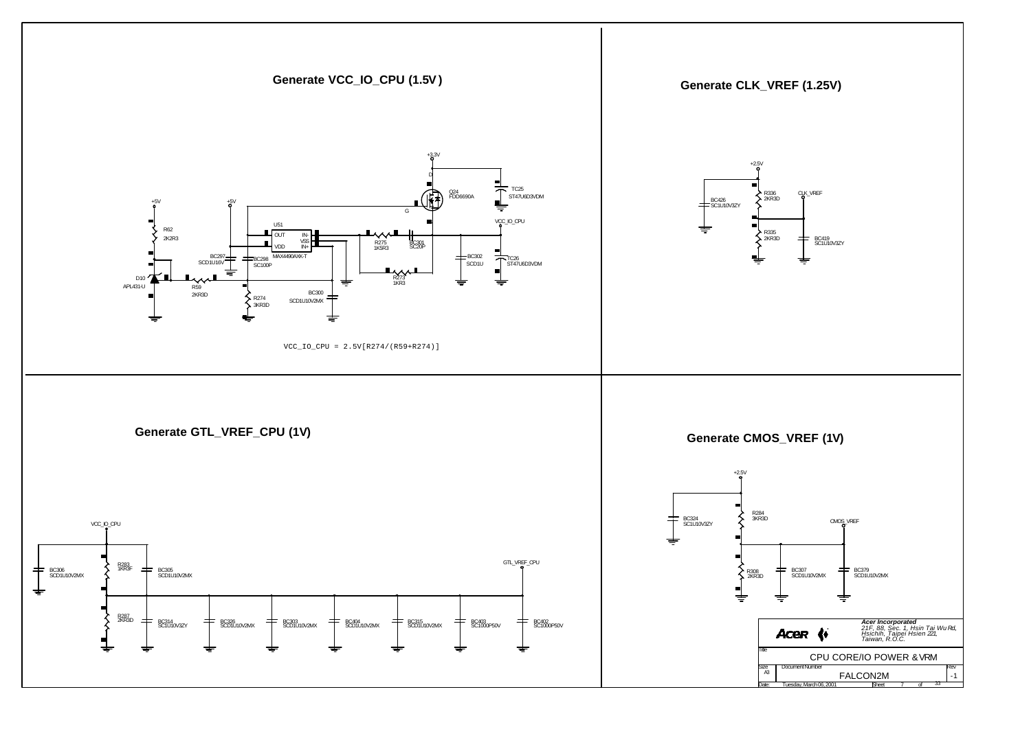## Generate VCC_IO_CPU (1.5V)

+3.3V

Q24 FDD6690A

TC25 ST47U6D3VDM

+5V

+5V

R62 2K2R3

U51 MAX4490AXK-T

OUT, VDD, IN-, VSS, IN+

BC297 SCD1U16V

BC298 SC100P

R275 1K5R3

BC301 SC20P

VCC_IO_CPU

BC302 SCD1U

TC26 ST47U6D3VDM

D10 APL431-U

R59 2KR3D

R273 1KR3

R274 3KR3D

BC300 SCD1U10V2MX

VCC_IO_CPU = 2.5V[R274/(R59+R274)]

## Generate CLK_VREF (1.25V)

+2.5V

BC426 SC1U10V3ZY

R336 2KR3D

CLK_VREF

R335 2KR3D

BC419 SC1U10V3ZY

## Generate GTL_VREF_CPU (1V)

VCC_IO_CPU

BC306 SCD1U10V2MX

R283 1KR3F

BC305 SCD1U10V2MX

GTL_VREF_CPU

R287 2KR3D

BC314 SC1U10V3ZY

BC326 SCD1U10V2MX

BC303 SCD1U10V2MX

BC404 SCD1U10V2MX

BC315 SCD1U10V2MX

BC403 SC1000P50V

BC402 SC1000P50V

## Generate CMOS_VREF (1V)

+2.5V

BC324 SC1U10V3ZY

R284 3KR3D

CMOS_VREF

R308 2KR3D

BC307 SCD1U10V2MX

BC379 SCD1U10V2MX

**Acer Incorporated**
*21F, 88, Sec. 1, Hsin Tai Wu Rd, Hsichih, Taipei Hsien 221, Taiwan, R.O.C.*

| Title | CPU CORE/IO POWER & VRM | |
|---|---|---|
| Size A3 | Document Number FALCON2M | Rev -1 |
| Date: Tuesday, March 06, 2001 | Sheet 7 of 33 | |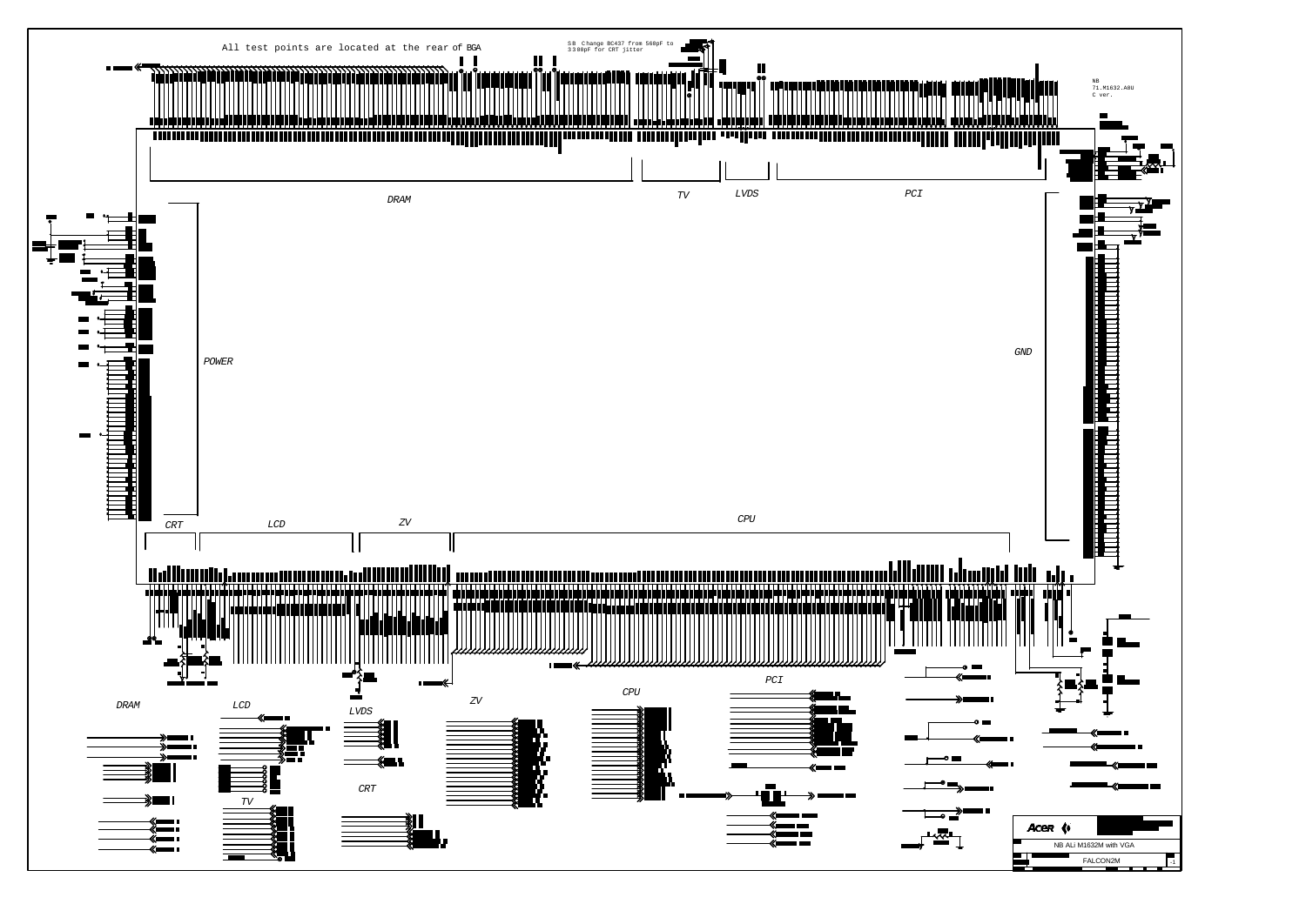All test points are located at the rear of BGA

SB Change BC437 from 560pF to 3300pF for CRT jitter

NB
71.M1632.A0U
C ver.

DRAM

TV

LVDS

PCI

POWER

GND

CRT

LCD

ZV

CPU

DRAM

LCD

LVDS

ZV

CPU

PCI

TV

CRT

Acer

NB ALi M1632M with VGA

FALCON2M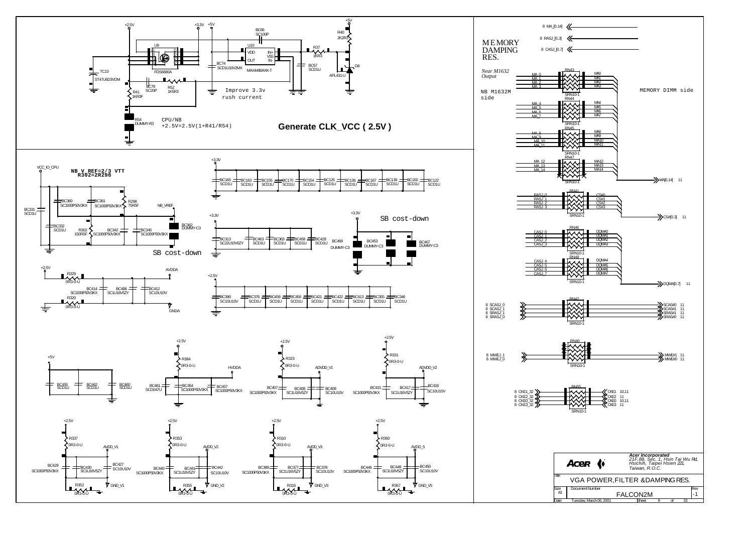## Generate CLK_VCC ( 2.5V )

Improve 3.3v rush current

CPU/NB
+2.5V=2.5V(1+R41/R54)

+2.5V, +3.3V, +5V

U9 FDS6680A, U10 MAX4490AXK-T (VDD, OUT, IN+, VSS, IN-), BC66 SC100P, R40 2K2R3, R37 1KR3, BC74 SCD1U10V2MX, BC67 SCD1U, D8 APL431-U, TC10 ST47U6D3VDM, BC79 SC20P, R52 1K5R3, R41 1KR3F, R54 DUMMY-R3

NB V_REF=2/3 VTT
R302=2R298

VCC_IO_CPU, NB_VREF

BC360 SC1000P50V3KX, BC361 SC1000P50V3KX, R298 75R5F, BC331 SCD1U, BC332 SCD1U, R302 150R5F, BC342 SC1000P50V3KX, BC345 SC1000P50V3KX, BC362 DUMMY-C3

SB cost-down

+3.3V: BC165 SCD1U, BC163 SCD1U, BC155 SCD1U, BC170 SCD1U, BC154 SCD1U, BC125 SCD1U, BC136 SCD1U, BC167 SCD1U, BC139 SCD1U, BC150 SCD1U, BC122 SCD1U

+3.3V: BC313 SC22U10V0ZY, BC463 SCD1U, BC363 SCD1U, BC458 SCD1U, BC428 SCD1U

SB cost-down

+3.3V: BC469 DUMMY-C3, BC453 DUMMY-C3, BC467 DUMMY-C3

+2.5V, R329 0R3-0-U, AVDDA, BC414 SC1000P50V3KX, BC406 SC1U16V5ZY, BC412 SC10U10V, R320 0R3-0-U, GNDA

+2.5V: BC390 SC10U10V, BC376 SCD1U, BC459 SCD1U, BC456 SCD1U, BC421 SCD1U, BC422 SCD1U, BC413 SCD1U, BC355 SCD1U, BC346 SCD1U

+5V: BC455 SCD1U, BC462 SCD1U, BC460 SCD1U

+2.5V, R384 0R3-0-U, HVDDA, BC461 SCD047U, BC454 SC1000P50V3KX, BC457 SC1000P50V3KX

+2.5V, R323 0R3-0-U, ADVDD_V1, BC407 SC1000P50V3KX, BC408 SC1U16V5ZY, BC409 SC10U10V

+2.5V, R331 0R3-0-U, ADVDD_V2, BC415 SC1000P50V3KX, BC417 SC1U16V5ZY, BC418 SC10U10V

+2.5V, R337 0R3-0-U, AVDD_V1, BC429 SC1000P50V3KX, BC430 SC1U16V5ZY, BC427 SC10U10V, R352 0R3-0-U, GND_V1

+2.5V, R353 0R3-0-U, AVDD_V2, BC440 SC1000P50V3KX, BC441 SC1U16V5ZY, BC442 SC10U10V, R355 0R3-0-U, GND_V2

+2.5V, R310 0R3-0-U, AVDD_V3, BC389 SC1000P50V3KX, BC377 SC1U16V5ZY, BC378 SC10U10V, R316 0R3-0-U, GND_V3

+2.5V, R360 0R3-0-U, AVDD_5, BC448 SC1000P50V3KX, BC449 SC1U16V5ZY, BC450 SC10U10V, R367 0R3-0-U, GND_V5

## MEMORY DAMPING RES.

8 MA_[0..14], 8 RASJ_[0..3], 8 CASJ_[0..7]

*Near M1632 Output*

NB M1632M side — MEMORY DIMM side

| Resistor network | NB side | DIMM side |
|---|---|---|
| RN43 SRN10-1 | MA_0, MA_1, MA_2, MA_3 | MA0, MA1, MA2, MA3 |
| RN44 SRN10-1 | MA_4, MA_5, MA_6, MA_7 | MA4, MA5, MA6, MA7 |
| RN45 SRN10-1 | MA_8, MA_9, MA_10, MA_11 | MA8, MA9, MA10, MA11 |
| RN47 SRN10-1 | MA_12, MA_13, MA_14 | MA12, MA13, MA14 |
| RN41 SRN10-1 | RASJ_0, RASJ_1, RASJ_2, RASJ_3 | CS#0, CS#1, CS#2, CS#3 |
| RN46 SRN10-1 | CASJ_0, CASJ_1, CASJ_2, CASJ_3 | DQMA0, DQMA1, DQMA2, DQMA3 |
| RN48 SRN10-1 | CASJ_4, CASJ_5, CASJ_6, CASJ_7 | DQMA4, DQMA5, DQMA6, DQMA7 |
| RN42 SRN10-1 | 8 SCASJ_0, 8 SCASJ_1, 8 SRASJ_1, 8 SRASJ_0 | SCAS#0 11, SCAS#1 11, SRAS#1 11, SRAS#0 11 |
| RN40 SRN10-1 | 8 MWEJ_1, 8 MWEJ_0 | MWE#1 11, MWE#0 11 |
| RN55 SRN10-1 | 8 CKE1_32, 8 CKE2_32, 8 CKE0_32, 8 CKE3_32 | CKE1 10,11, CKE2 11, CKE0 10,11, CKE3 11 |

MA[0..14] 11, CS#[0..3] 11, DQMA[0..7] 11

Acer Incorporated
21F,88, Sec. 1, Hsin Tai Wu Rd, Hsichih, Taipei Hsien 221, Taiwan, R.O.C.

| Title | VGA POWER,FILTER &DAMPING RES. | |
|---|---|---|
| Size A3 | Document Number FALCON2M | Rev -1 |
| Date: Tuesday, March 06, 2001 | Sheet 9 of 33 | |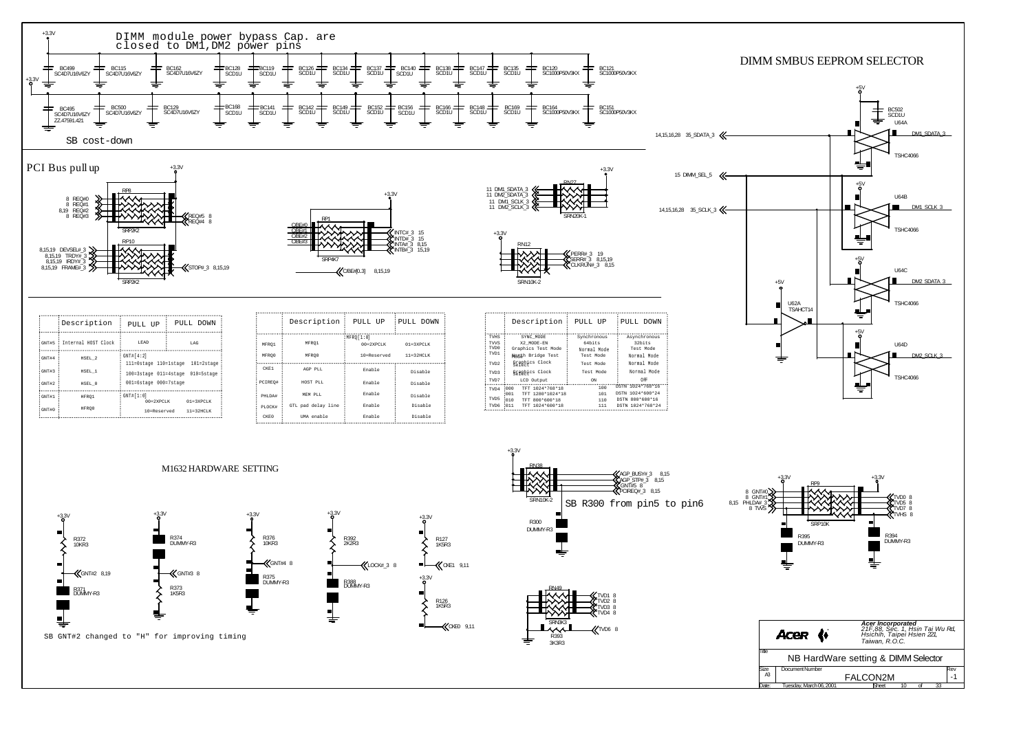## DIMM module power bypass Cap. are closed to DM1,DM2 power pins

+3.3V

BC499 SC4D7U16V6ZY, BC115 SC4D7U16V6ZY, BC162 SC4D7U16V6ZY, BC128 SCD1U, BC119 SCD1U, BC126 SCD1U, BC134 SCD1U, BC137 SCD1U, BC140 SCD1U, BC138 SCD1U, BC147 SCD1U, BC135 SCD1U, BC120 SC1000P50V3KX, BC121 SC1000P50V3KX

BC495 SC4D7U16V6ZY ZZ.47591.421, BC500 SC4D7U16V6ZY, BC129 SC4D7U16V6ZY, BC168 SCD1U, BC141 SCD1U, BC142 SCD1U, BC149 SCD1U, BC152 SCD1U, BC156 SCD1U, BC166 SCD1U, BC148 SCD1U, BC169 SCD1U, BC164 SC1000P50V3KX, BC151 SC1000P50V3KX

SB cost-down

## PCI Bus pull up

RP8 SRP2K2: 8 REQ#0, 8 REQ#1, 8,19 REQ#2, 8 REQ#3, REQ#5 8, REQ#4 8

RP10 SRP2K2: 8,15,19 DEVSEL#_3, 8,15,19 TRDY#_3, 8,15,19 IRDY#_3, 8,15,19 FRAME#_3, STOP#_3 8,15,19

RP1 SRP4K7: C/BE#0, C/BE#1, C/BE#2, C/BE#3, INTC#_3 15, INTD#_3 15, INTA#_3 8,15, INTB#_3 15,19, C/BE#[0..3] 8,15,19

RN27 SRN20K-1: 11 DM1_SDATA_3, 11 DM2_SDATA_3, 11 DM1_SCLK_3, 11 DM2_SCLK_3

RN12 SRN10K-2: PERR#_3 19, SERR#_3 8,15,19, CLKRUN#_3 8,15

## DIMM SMBUS EEPROM SELECTOR

14,15,16,28 35_SDATA_3; 15 DIMM_SEL_5; 14,15,16,28 35_SCLK_3

BC502 SCD1U; U64A TSHC4066 DM1_SDATA_3; U64B TSHC4066 DM1_SCLK_3; U64C TSHC4066 DM2_SDATA_3; U64D TSHC4066 DM2_SCLK_3; U62A TSAHCT14

| | Description | PULL UP | PULL DOWN |
|---|---|---|---|
| GNT#5 | Internal HOST Clock | LEAD | LAG |
| GNT#4 | HSEL_2 | GNT#[4:2] 111=0stage 110=1stage 101=2stage | |
| GNT#3 | HSEL_1 | 100=3stage 011=4stage 010=5stage | |
| GNT#2 | HSEL_0 | 001=6stage 000=7stage | |
| GNT#1 | HFRQ1 | GNT#[1:0] 00=2XPCLK 01=3XPCLK | |
| GNT#0 | HFRQ0 | 10=Reserved 11=32HCLK | |

| | Description | PULL UP | PULL DOWN |
|---|---|---|---|
| MFRQ1 | MFRQ1 | MFRQ[1:0] 00=2XPCLK | 01=3XPCLK |
| MFRQ0 | MFRQ0 | 10=Reserved | 11=32HCLK |
| CKE1 | AGP PLL | Enable | Disable |
| PCIREQ# | HOST PLL | Enable | Disable |
| PHLDA# | MEM PLL | Enable | Disable |
| PLOCK# | GTL pad delay line | Enable | Disable |
| CKE0 | UMA enable | Enable | Disable |

| | Description | PULL UP | PULL DOWN |
|---|---|---|---|
| TVHS | SYNC_MODE | Synchronous | Asynchronous |
| TVVS | X2_MODE-EN | 64bits | 32bits |
| TVD0 | Graphics Test Mode | Normal Mode | Test Mode |
| TVD1 | North Bridge Test Mode | Test Mode | Normal Mode |
| TVD2 | Graphics Clock Select | Test Mode | Normal Mode |
| TVD3 | Graphics Clock Select | Test Mode | Normal Mode |
| TVD7 | LCD Output | ON | OFF |
| TVD4 | 000 TFT 1024*768*18 | 100 | DSTN 1024*768*16 |
| TVD5 | 001 TFT 1280*1024*18 | 101 | DSTN 1024*600*24 |
| | 010 TFT 800*600*18 | 110 | DSTN 800*600*16 |
| TVD6 | 011 TFT 1024*600*18 | 111 | DSTN 1024*768*24 |

## M1632 HARDWARE SETTING

R372 10KR3, R371 DUMMY-R3: GNT#2 8,19

R374 DUMMY-R3, R373 1K5R3: GNT#3 8

R376 10KR3, R375 DUMMY-R3: GNT#4 8

R392 2K2R3, R388 DUMMY-R3: LOCK#_3 8

R127 1K5R3: CKE1 9,11

R126 1K5R3: CKE0 9,11

SB GNT#2 changed to "H" for improving timing

RN38 SRN10K-2: AGP_BUSY#_3 8,15; AGP_STP#_3 8,15; GNT#5 8; PCIREQ#_3 8,15

R300 DUMMY-R3

SB R300 from pin5 to pin6

RN49 SRN3K3: TVD1 8, TVD2 8, TVD3 8, TVD4 8; R393 3K3R3: TVD6 8

RP9 SRP10K: 8 GNT#0, 8 GNT#1, 8,15 PHLDA#_3, 8 TVD5; TVD0 8, TVD5 8, TVD7 8, TVHS 8

R395 DUMMY-R3, R394 DUMMY-R3

**Acer Incorporated**
*21F,88, Sec. 1, Hsin Tai Wu Rd, Hsichih, Taipei Hsien 221, Taiwan, R.O.C.*

Title: NB HardWare setting & DIMM Selector

Size: A3 | Document Number: FALCON2M | Rev: -1

Date: Tuesday, March 06, 2001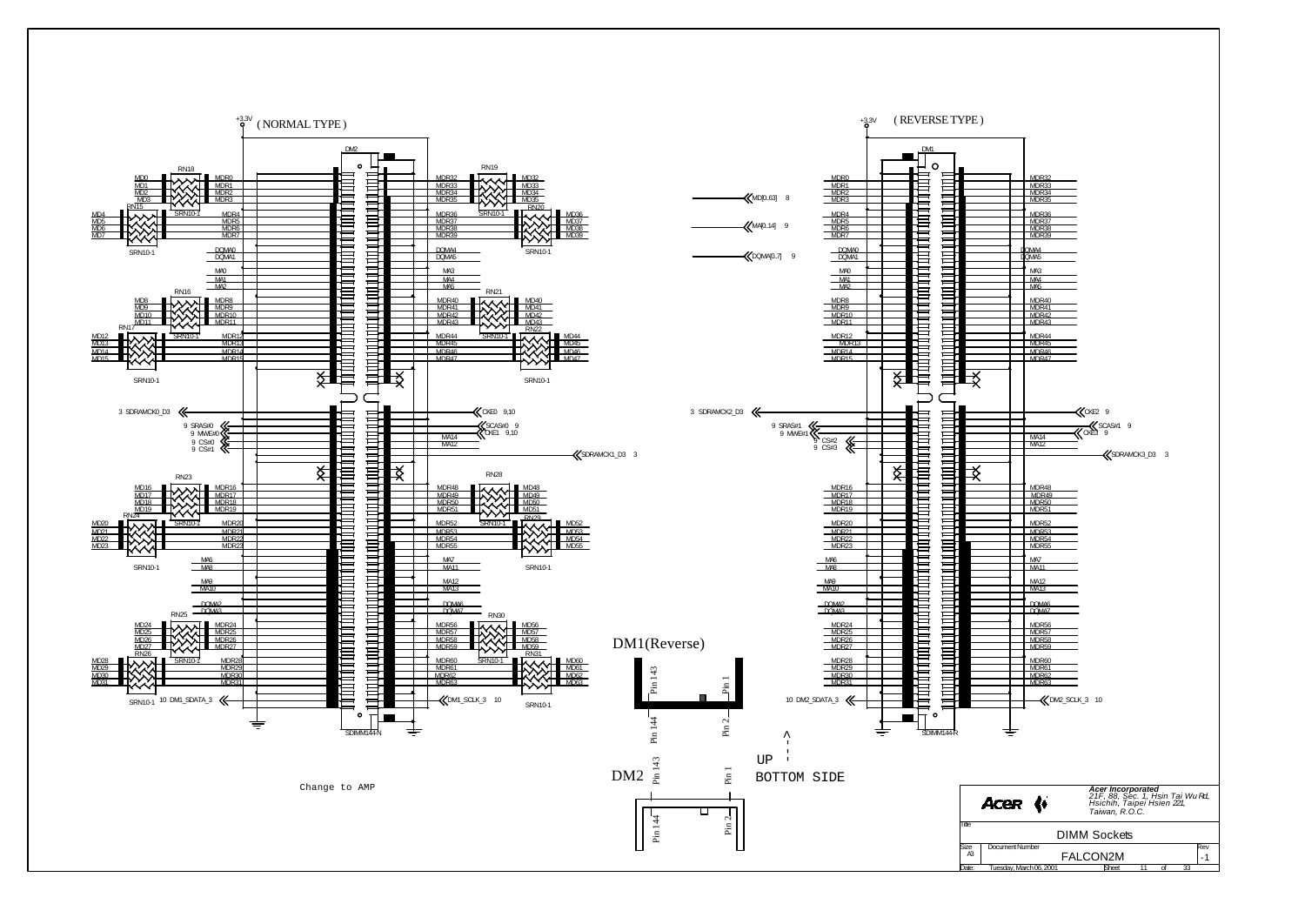# DIMM Sockets

**( NORMAL TYPE )** — DM2, SDIMM144-N, +3.3V

**( REVERSE TYPE )** — DM1, SDIMM144-R, +3.3V

Change to AMP

DM1(Reverse)

Pin 143 Pin 1

Pin 144 Pin 2

DM2

Pin 143 Pin 1

Pin 144 Pin 2

UP

BOTTOM SIDE

MD[0..63] 8

MA[0..14] 9

DQMA[0..7] 9

3 SDRAMCK0_D3

9 SRAS#0

9 MWE#0

9 CS#0

9 CS#1

CKE0 9,10

SCAS#0 9

CKE1 9,10

SDRAMCK1_D3 3

10 DM1_SDATA_3

DM1_SCLK_3 10

3 SDRAMCK2_D3

9 SRAS#1

9 MWE#1

9 CS#2

9 CS#3

CKE2 9

SCAS#1 9

CKE3 9

SDRAMCK3_D3 3

10 DM2_SDATA_3

DM2_SCLK_3 10

RN15–RN31: SRN10-1

*Acer Incorporated*
*21F, 88, Sec. 1, Hsin Tai Wu Rd, Hsichih, Taipei Hsien 221, Taiwan, R.O.C.*

| Title | DIMM Sockets | |
|---|---|---|
| Size A3 | Document Number FALCON2M | Rev -1 |
| Date: Tuesday, March 06, 2001 | Sheet 11 of 33 | |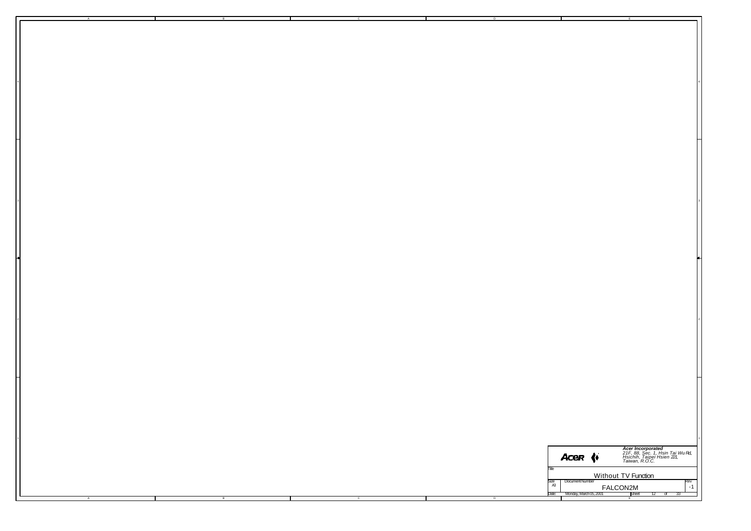**Acer Incorporated**
*21F, 88, Sec. 1, Hsin Tai Wu Rd,*
*Hsichih, Taipei Hsien 221,*
*Taiwan, R.O.C.*

Title: Without TV Function

| Size | Document Number | Rev |
|---|---|---|
| A3 | FALCON2M | -1 |

Date: Monday, March 05, 2001 | Sheet 12 of 33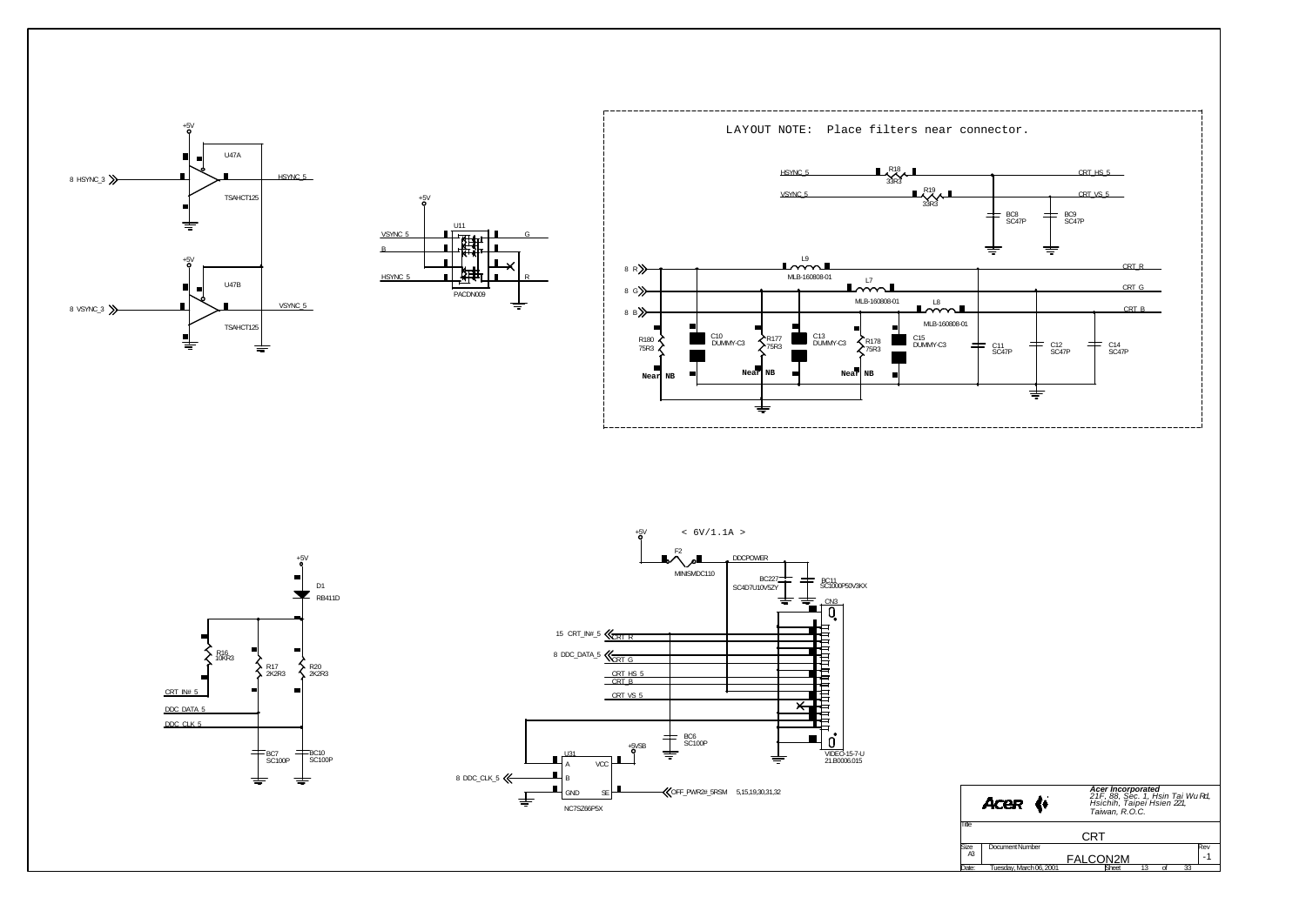LAYOUT NOTE: Place filters near connector.

+5V

U47A

8 HSYNC_3

HSYNC_5

TSAHCT125

+5V

U47B

8 VSYNC_3

VSYNC_5

TSAHCT125

+5V

U11

VSYNC_5

G

B

HSYNC_5

R

PACDN009

HSYNC_5 R18 33R3 CRT_HS_5

VSYNC_5 R19 33R3 CRT_VS_5

BC8 SC47P

BC9 SC47P

8 R L9 MLB-160808-01 CRT_R

8 G L7 MLB-160808-01 CRT_G

8 B L8 MLB-160808-01 CRT_B

R180 75R3

C10 DUMMY-C3

R177 75R3

C13 DUMMY-C3

R178 75R3

C15 DUMMY-C3

C11 SC47P

C12 SC47P

C14 SC47P

Near NB

Near NB

Near NB

+5V < 6V/1.1A >

F2 MINISMDC110

DDCPOWER

BC227 SC4D7U10V5ZY

BC11 SC1000P50V3KX

CN3

15 CRT_IN#_5

CRT_R

8 DDC_DATA_5

CRT_G

CRT_HS_5

CRT_B

CRT_VS_5

BC6 SC100P

+5VSB

VIDEO-15-7-U 21.B0006.015

U31

A VCC

8 DDC_CLK_5 B

GND SE

OFF_PWR2#_5RSM 5,15,19,30,31,32

NC7SZ66P5X

+5V

D1 RB411D

R16 10KR3

R17 2K2R3

R20 2K2R3

CRT_IN#_5

DDC_DATA_5

DDC_CLK_5

BC7 SC100P

BC10 SC100P

**Acer Incorporated**
*21F, 88, Sec. 1, Hsin Tai Wu Rd, Hsichih, Taipei Hsien 221, Taiwan, R.O.C.*

| Title | CRT | |
|---|---|---|
| Size A3 | Document Number FALCON2M | Rev -1 |
| Date: Tuesday, March 06, 2001 | Sheet 13 of 33 | |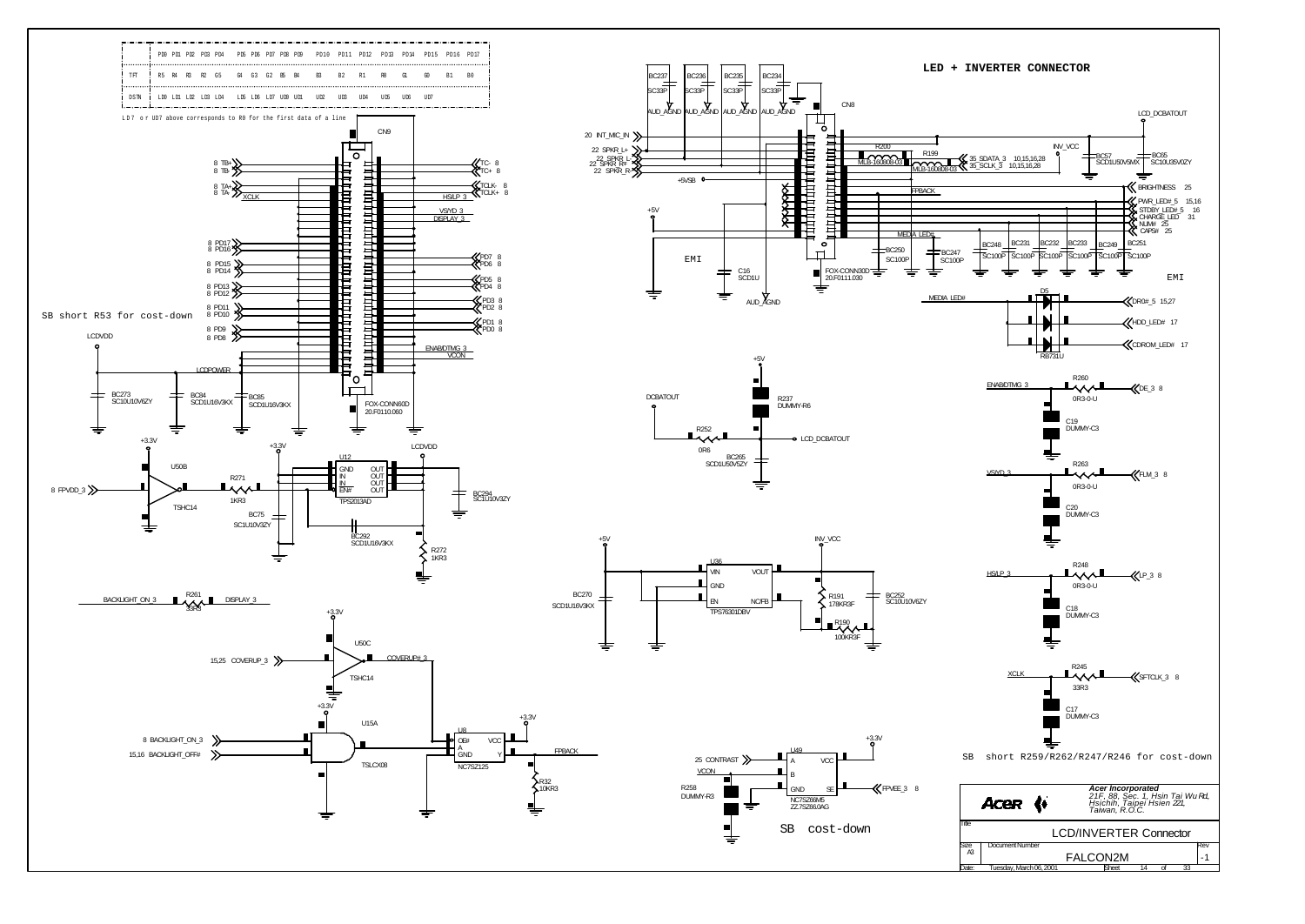# LED + INVERTER CONNECTOR

| | PD0 | PD1 | PD2 | PD3 | PD4 | PD5 | PD6 | PD7 | PD8 | PD9 | PD10 | PD11 | PD12 | PD13 | PD14 | PD15 | PD16 | PD17 |
|---|---|---|---|---|---|---|---|---|---|---|---|---|---|---|---|---|---|---|
| TFT | R5 | R4 | R3 | R2 | G5 | G4 | G3 | G2 | B5 | B4 | B3 | B2 | R1 | R0 | G1 | G0 | B1 | B0 |
| DSTN | LD0 | LD1 | LD2 | LD3 | LD4 | LD5 | LD6 | LD7 | UD0 | UD1 | UD2 | UD3 | UD4 | UD5 | UD6 | UD7 | | |

LD7 or UD7 above corresponds to R0 for the first data of a line

SB short R53 for cost-down

SB short R259/R262/R247/R246 for cost-down

SB cost-down

EMI

EMI

CN9 — FOX-CONN60D 20.F0110.060

CN8 — FOX-CONN30D 20.F0111.030

U12 TPS2013AD; U50B TSHC14; U50C TSHC14; U15A TSLCX08; U8 NC7SZ125; U36 TPS76301DBV; U49 NC7SZ66M5 22.7SZ66.0AG; D5 RB731U

Acer Incorporated
21F, 88, Sec. 1, Hsin Tai Wu Rd, Hsichih, Taipei Hsien 221, Taiwan, R.O.C.

Title: LCD/INVERTER Connector

Size: A3 — Document Number: FALCON2M — Rev: -1

Date: Tuesday, March 06, 2001 — Sheet 14 of 33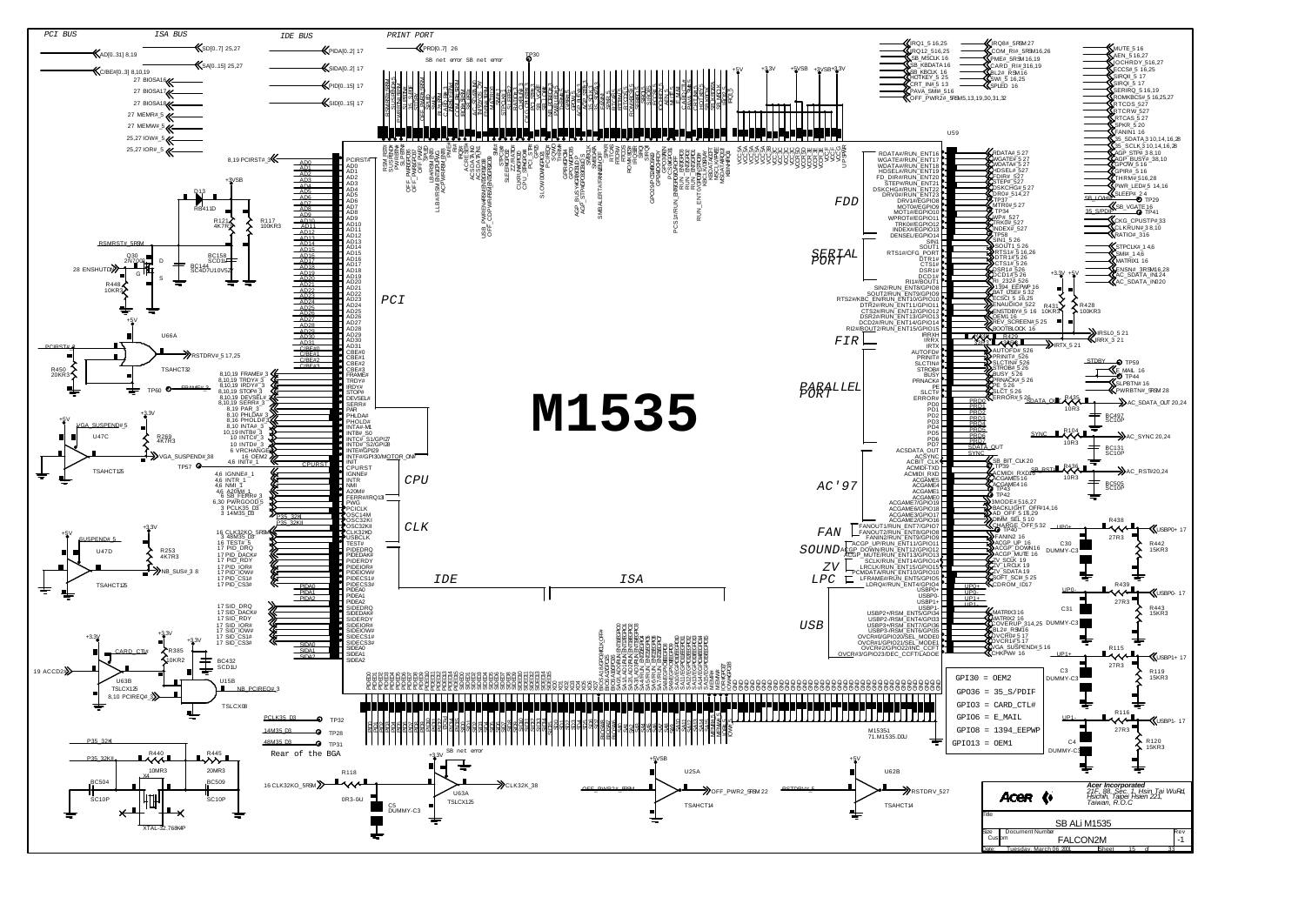# SB ALi M1535

**M1535**

PCI BUS · ISA BUS · IDE BUS · PRINT PORT

PCI · CPU · CLK · IDE · ISA · FDD · SERIAL PORT · FIR · PARALLEL PORT · AC'97 · FAN · SOUND · ZV · LPC · USB

| GPIO assignments |
|---|
| GPI30 = OEM2 |
| GPIO36 = 35_S/PDIF |
| GPIO3 = CARD_CTL# |
| GPIO6 = E_MAIL |
| GPIO8 = 1394_EEPWP |
| GPIO13 = OEM1 |

U59: M15351, 71.M1535.D0U

Rear of the BGA

SB net error

Acer Incorporated
21F, 88, Sec. 1, Hsin Tai Wu Rd., Hsichih, Taipei Hsien 221, Taiwan, R.O.C.

| Title | SB ALi M1535 | |
|---|---|---|
| Size: Custom | Document Number: FALCON2M | Rev: -1 |
| Date: Tuesday, March 06, 2001 | Sheet 15 of 33 | |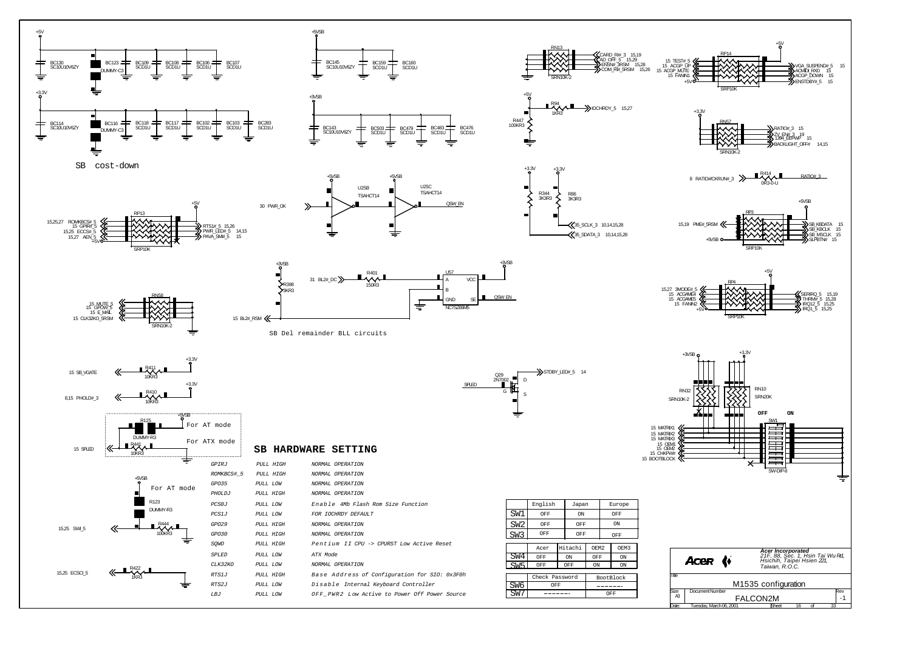SB cost-down

SB Del remainder BLL circuits

For AT mode

For ATX mode

For AT mode

## SB HARDWARE SETTING

| | | |
|---|---|---|
| *GPIRJ* | *PULL HIGH* | *NORMAL OPERATION* |
| *ROMKBCS#_5* | *PULL HIGH* | *NORMAL OPERATION* |
| *GPO35* | *PULL LOW* | *NORMAL OPERATION* |
| *PHOLDJ* | *PULL HIGH* | *NORMAL OPERATION* |
| *PCS0J* | *PULL LOW* | *Enable 4Mb Flash Rom Size Function* |
| *PCS1J* | *PULL LOW* | *FOR IOCHRDY DEFAULT* |
| *GPO29* | *PULL HIGH* | *NORMAL OPERATION* |
| *GPO30* | *PULL HIGH* | *NORMAL OPERATION* |
| *SQWO* | *PULL HIGH* | *Pentium II CPU -> CPURST Low Active Reset* |
| *SPLED* | *PULL LOW* | *ATX Mode* |
| *CLK32KO* | *PULL LOW* | *NORMAL OPERATION* |
| *RTS1J* | *PULL HIGH* | *Base Address of Configuration for SIO: 0x3F0h* |
| *RTS2J* | *PULL LOW* | *Disable Internal Keyboard Controller* |
| *LBJ* | *PULL LOW* | *OFF_PWR2 Low Active to Power Off Power Source* |

| | English | Japan | Europe |
|---|---|---|---|
| SW1 | OFF | ON | OFF |
| SW2 | OFF | OFF | ON |
| SW3 | OFF | OFF | OFF |

| | Acer | Hitachi | OEM2 | OEM3 |
|---|---|---|---|---|
| SW4 | OFF | ON | OFF | ON |
| SW5 | OFF | OFF | ON | ON |

| | Check Password | BootBlock |
|---|---|---|
| SW6 | OFF | ------- |
| SW7 | ------- | OFF |

**Acer Incorporated**
*21F, 88, Sec. 1, Hsin Tai Wu Rd, Hsichih, Taipei Hsien 221, Taiwan, R.O.C.*

Title: M1535 configuration

Size: A3 | Document Number: FALCON2M | Rev: -1

Date: Tuesday, March 06, 2001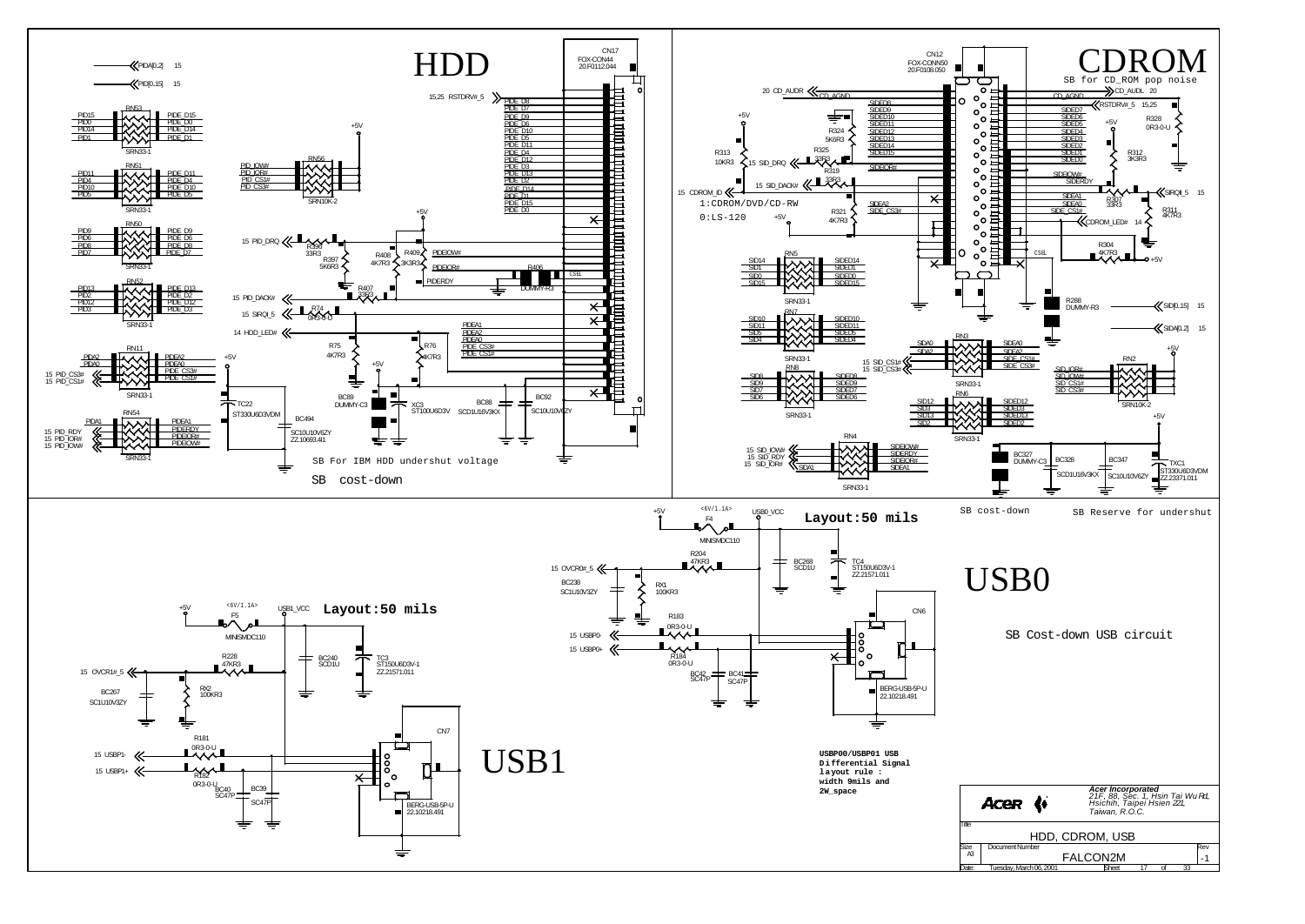# HDD

PIDA[0..2] 15

PID[0..15] 15

RN53 SRN33-1: PID15, PID0, PID14, PID1 — PIDE_D15, PIDE_D0, PIDE_D14, PIDE_D1

RN51 SRN33-1: PID11, PID4, PID10, PID5 — PIDE_D11, PIDE_D4, PIDE_D10, PIDE_D5

RN50 SRN33-1: PID9, PID6, PID8, PID7 — PIDE_D9, PIDE_D6, PIDE_D8, PIDE_D7

RN52 SRN33-1: PID13, PID2, PID12, PID3 — PIDE_D13, PIDE_D2, PIDE_D12, PIDE_D3

RN11 SRN33-1: PIDA2, PIDA0 — PIDEA2, PIDEA0, PIDE_CS3#, PIDE_CS1#

15 PID_CS3#

15 PID_CS1#

RN54 SRN33-1: PIDA1 — PIDEA1, PIDERDY, PIDEIOR#, PIDEIOW#

15 PID_RDY

15 PID_IOR#

15 PID_IOW#

RN56 SRN10K-2: PID_IOW#, PID_IOR#, PID_CS1#, PID_CS3#

+5V

15,25 RSTDRV#_5

15 PID_DRQ — R396 33R3

R397 5K6R3

R408 4K7R3

R409 3K3R3

PIDEIOW#, PIDEIOR#, PIDERDY

R406 DUMMY-R3, CSEL

R407 33R3

15 PID_DACK#

15 SIRQI_5 — R74 0R3-0-U

14 HDD_LED#

R75 4K7R3

R76 4K7R3

PIDEA1, PIDEA2, PIDEA0, PIDE_CS3#, PIDE_CS1#

TC22 ST330U6D3VDM

BC494 SC10U10V6ZY ZZ.10693.411

BC89 DUMMY-C3

XC3 ST100U6D3V

BC88 SCD1U16V3KX

BC92 SC10U10V6ZY

CN17 FOX-CON44 20.F0112.044

PIDE_D8, PIDE_D7, PIDE_D9, PIDE_D6, PIDE_D10, PIDE_D5, PIDE_D11, PIDE_D4, PIDE_D12, PIDE_D3, PIDE_D13, PIDE_D2, PIDE_D14, PIDE_D1, PIDE_D15, PIDE_D0

SB For IBM HDD undershut voltage

SB cost-down

# CDROM

SB for CD_ROM pop noise

CN12 FOX-CONN50 20.F0108.050

20 CD_AUDR — CD_AGND

CD_AGND — CD_AUDL 20

SIDED8, SIDED9, SIDED10, SIDED11, SIDED12, SIDED13, SIDED14, SIDED15

SIDED7, SIDED6, SIDED5, SIDED4, SIDED3, SIDED2, SIDED1, SIDED0

+5V

R324 5K6R3

R325 33R3

R313 10KR3 — 15 SID_DRQ

SIDEIOR#

R319 33R3 — 15 SID_DACK#

15 CDROM_ID

1:CDROM/DVD/CD-RW

0:LS-120

R321 4K7R3

SIDEA2, SIDE_CS3#

RSTDRV#_5 15,25

R328 0R3-0-U

R312 3K3R3

SIDEIOW#, SIDERDY

SIDEA1, SIDEA0, SIDE_CS1#

R307 33R3 — SIRQI_5 15

R311 4K7R3

CDROM_LED# 14

CSEL — R304 4K7R3 — +5V

RN5 SRN33-1: SID14, SID1, SID0, SID15 — SIDED14, SIDED1, SIDED0, SIDED15

RN7 SRN33-1: SID10, SID11, SID5, SID4 — SIDED10, SIDED11, SIDED5, SIDED4

RN8 SRN33-1: SID8, SID9, SID7, SID6 — SIDED8, SIDED9, SIDED7, SIDED6

RN3 SRN33-1: SIDA0, SIDA2 — SIDEA0, SIDEA2, SIDE_CS1#, SIDE_CS3#

15 SID_CS1#

15 SID_CS3#

RN6 SRN33-1: SID12, SID3, SID13, SID2 — SIDED12, SIDED3, SIDED13, SIDED2

R288 DUMMY-R3

SID[0..15] 15

SIDA[0..2] 15

RN2 SRN10K-2: SID_IOR#, SID_IOW#, SID_CS1#, SID_CS3#

RN4 SRN33-1: 15 SID_IOW#, 15 SID_RDY, 15 SID_IOR#, SIDA1 — SIDEIOW#, SIDERDY, SIDEIOR#, SIDEA1

BC327 DUMMY-C3

BC328 SCD1U16V3KX

BC347 SC10U10V6ZY

TXC1 ST330U6D3VDM ZZ.23371.011

SB cost-down

SB Reserve for undershut

# USB0

+5V — F4 MINISMDC110 — <6V/1.1A> USB0_VCC

**Layout:50 mils**

R204 47KR3

BC288 SCD1U

TC4 ST150U6D3V-1 ZZ.21571.011

15 OVCR0#_5

BC238 SC1U10V3ZY

RX1 100KR3

R183 0R3-0-U — 15 USBP0-

R184 0R3-0-U — 15 USBP0+

BC42 SC47P

BC41 SC47P

CN6 BERG-USB-5P-U 22.10218.491

SB Cost-down USB circuit

# USB1

+5V — F5 MINISMDC110 — <6V/1.1A> USB1_VCC

**Layout:50 mils**

R228 47KR3

BC240 SCD1U

TC3 ST150U6D3V-1 ZZ.21571.011

15 OVCR1#_5

BC267 SC1U10V3ZY

RX2 100KR3

R181 0R3-0-U — 15 USBP1-

R182 0R3-0-U — 15 USBP1+

BC40 SC47P

BC39 SC47P

CN7 BERG-USB-5P-U 22.10218.491

**USBP00/USBP01 USB Differential Signal layout rule : width 9mils and 2W_space**

*Acer Incorporated*
*21F, 88, Sec. 1, Hsin Tai Wu Rd, Hsichih, Taipei Hsien 221, Taiwan, R.O.C.*

| Title | HDD, CDROM, USB | |
|---|---|---|
| Size A3 | Document Number FALCON2M | Rev -1 |
| Date: Tuesday, March 06, 2001 | Sheet 17 of 33 | |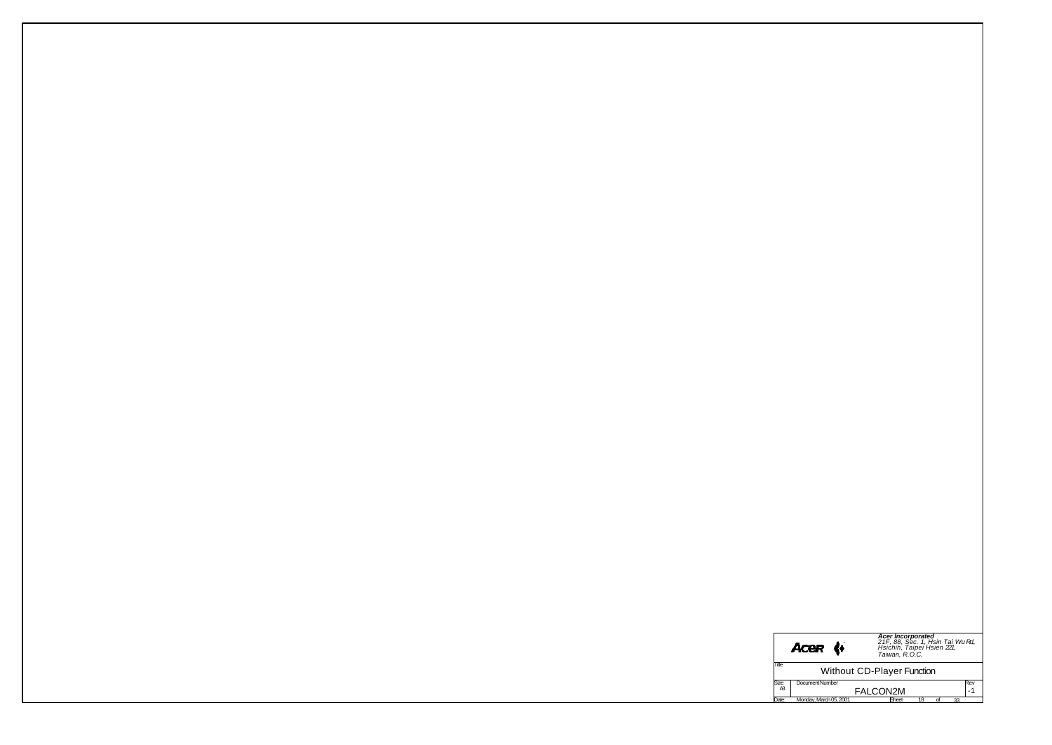**Acer Incorporated**
*21F, 88, Sec. 1, Hsin Tai Wu Rd, Hsichih, Taipei Hsien 221, Taiwan, R.O.C.*

| | | |
|---|---|---|
| Title | Without CD-Player Function | |
| Size: A3 | Document Number: FALCON2M | Rev: -1 |
| Date: Monday, March 05, 2001 | Sheet 18 of 33 | |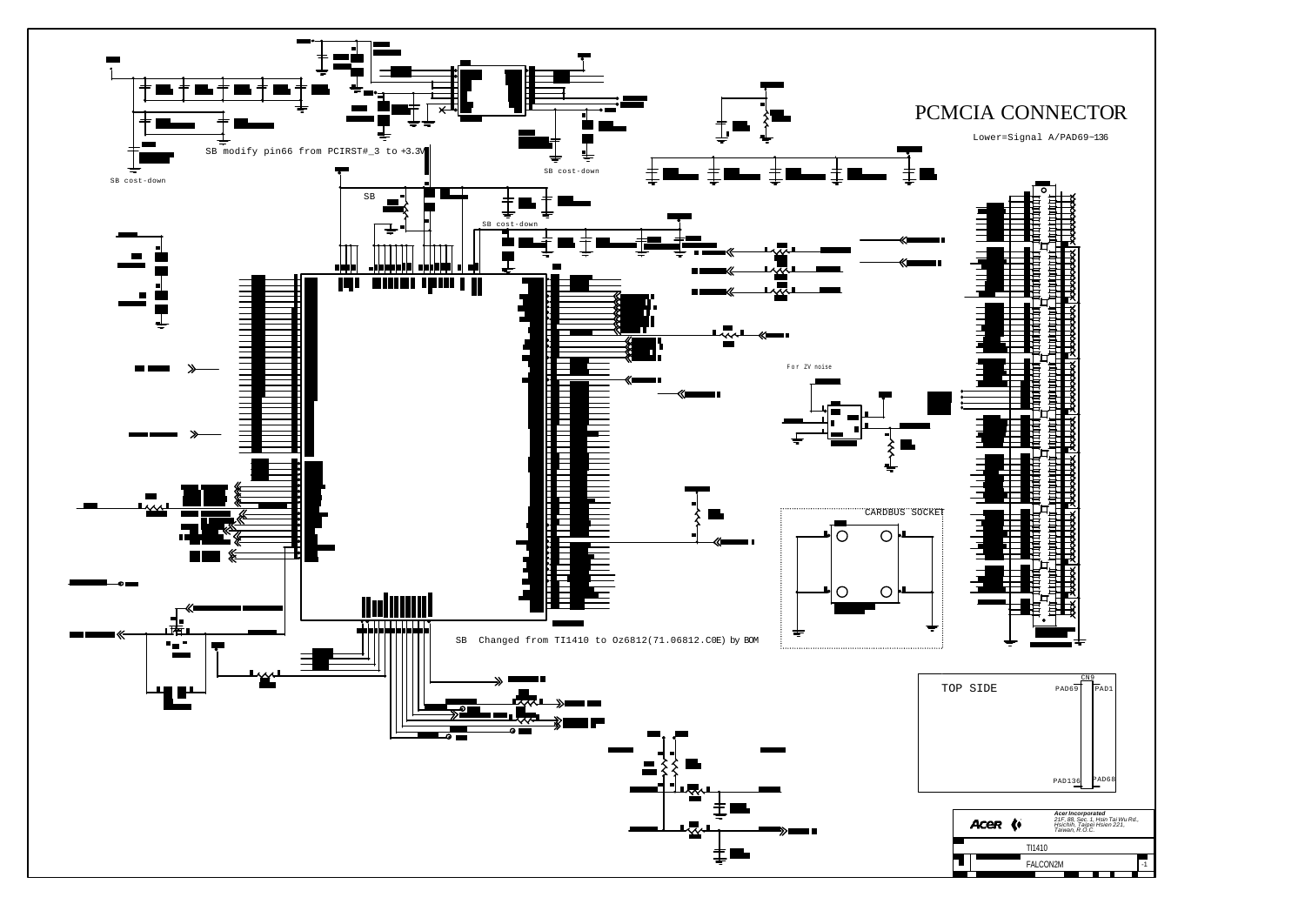# PCMCIA CONNECTOR

Lower=Signal A/PAD69~136

SB modify pin66 from PCIRST#_3 to +3.3V

SB cost-down

SB cost-down

SB

SB cost-down

For ZV noise

CARDBUS SOCKET

SB Changed from TI1410 to Oz6812(71.06812.C0E) by BOM

TOP SIDE

CN9

PAD69 PAD1

PAD136 PAD68

**Acer Incorporated**
21F, 88, Sec. 1, Hsin Tai Wu Rd., Hsichih, Taipei Hsien 221, Taiwan, R.O.C.

TI1410

FALCON2M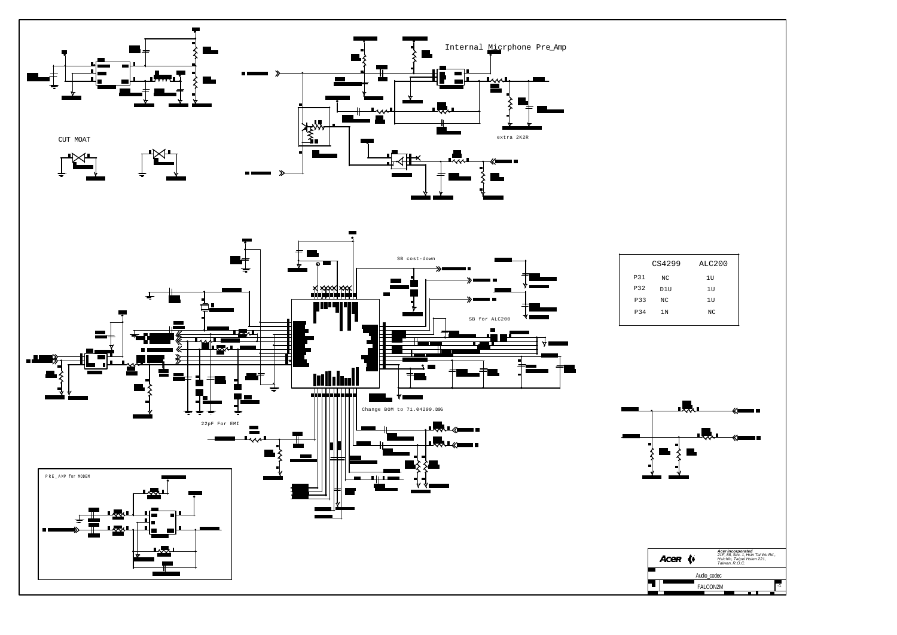Internal Micrphone Pre_Amp

extra 2K2R

CUT MOAT

SB cost-down

SB for ALC200

| | CS4299 | ALC200 |
|---|---|---|
| P31 | NC | 1U |
| P32 | D1U | 1U |
| P33 | NC | 1U |
| P34 | 1N | NC |

Change BOM to 71.04299.D0G

22pF For EMI

PRE_AMP for MODEM

Acer Incorporated
21F, 88, Sec. 1, Hsin Tai Wu Rd., Hsichih, Taipei Hsien 221, Taiwan, R.O.C.

Audio_codec

FALCON2M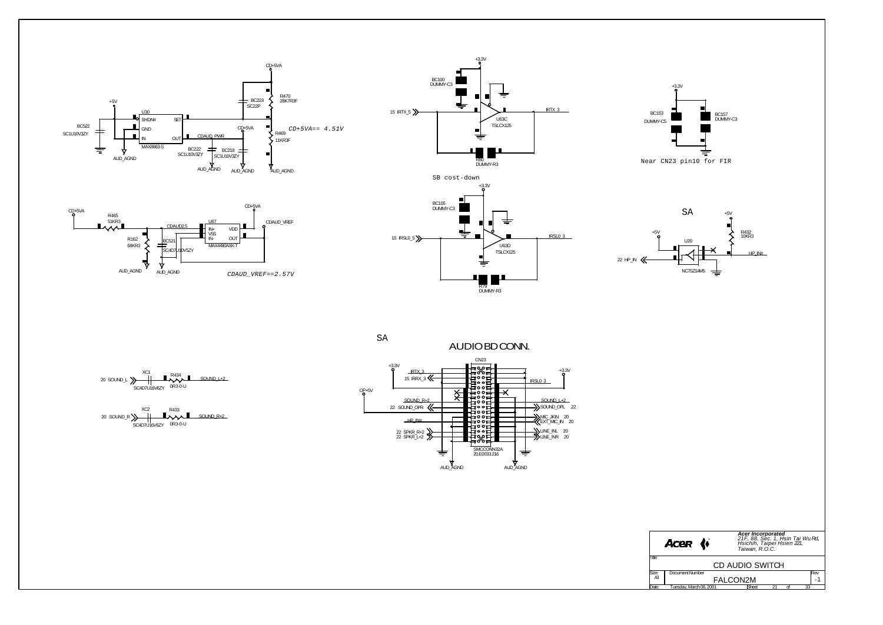CD+5VA

+5V

U30

SHDN# SET

GND

IN OUT

MAX8863-S

BC522
SC1U10V3ZY

AUD_AGND

BC223
SC22P

R470
28K7R3F

CD+5VA

CDAUD_PWR

R469
11KR3F

*CD+5VA== 4.51V*

BC222
SC1U10V3ZY

BC218
SC1U10V3ZY

AUD_AGND AUD_AGND AUD_AGND

CD+5VA

R465
51KR3

R162
68KR3

CDAUD2.5

BC521
SC4D7U10V5ZY

U67
IN+ VDD
VSS
IN- OUT
MAX4490AXK-T

CD+5VA

CDAUD_VREF

AUD_AGND AUD_AGND

*CDAUD_VREF==2.57V*

+3.3V

BC100
DUMMY-C3

15 IRTX_5

U63C
TSLCX125

IRTX_3

R80
DUMMY-R3

SB cost-down

+3.3V

BC105
DUMMY-C3

15 IRSL0_5

U63D
TSLCX125

IRSL0_3

R79
DUMMY-R3

+3.3V

BC153
DUMMY-C5

BC157
DUMMY-C3

Near CN23 pin10 for FIR

SA

+5V

+5V

R432
10KR3

U20

22 HP_IN

HP_IN#

NC7SZ14M5

20 SOUND_L

XC1
SC4D7U16V6ZY

R434
0R3-0-U

SOUND_L+2

20 SOUND_R

XC2
SC4D7U16V6ZY

R433
0R3-0-U

SOUND_R+2

SA

AUDIO BD CONN.

CN23

+3.3V

IRTX_3
15 IRRX_3

+3.3V

IRSL0_3

OP+5V

SOUND_R+2
22 SOUND_OPR

SOUND_L+2
SOUND_OPL 22

HP_IN#

MIC_JKIN 20
EXT_MIC_IN 20

22 SPKR_R+2
22 SPKR_L+2

LINE_INL 20
LINE_INR 20

SMCCONN32A
20.E0033.216

AUD_AGND AUD_AGND

**Acer Incorporated**
*21F, 88, Sec. 1, Hsin Tai Wu Rd, Hsichih, Taipei Hsien 221, Taiwan, R.O.C.*

| | | | |
|---|---|---|---|
| Title | CD AUDIO SWITCH | | |
| Size A3 | Document Number FALCON2M | | Rev -1 |
| Date: | Tuesday, March 06, 2001 | Sheet 21 of 33 | |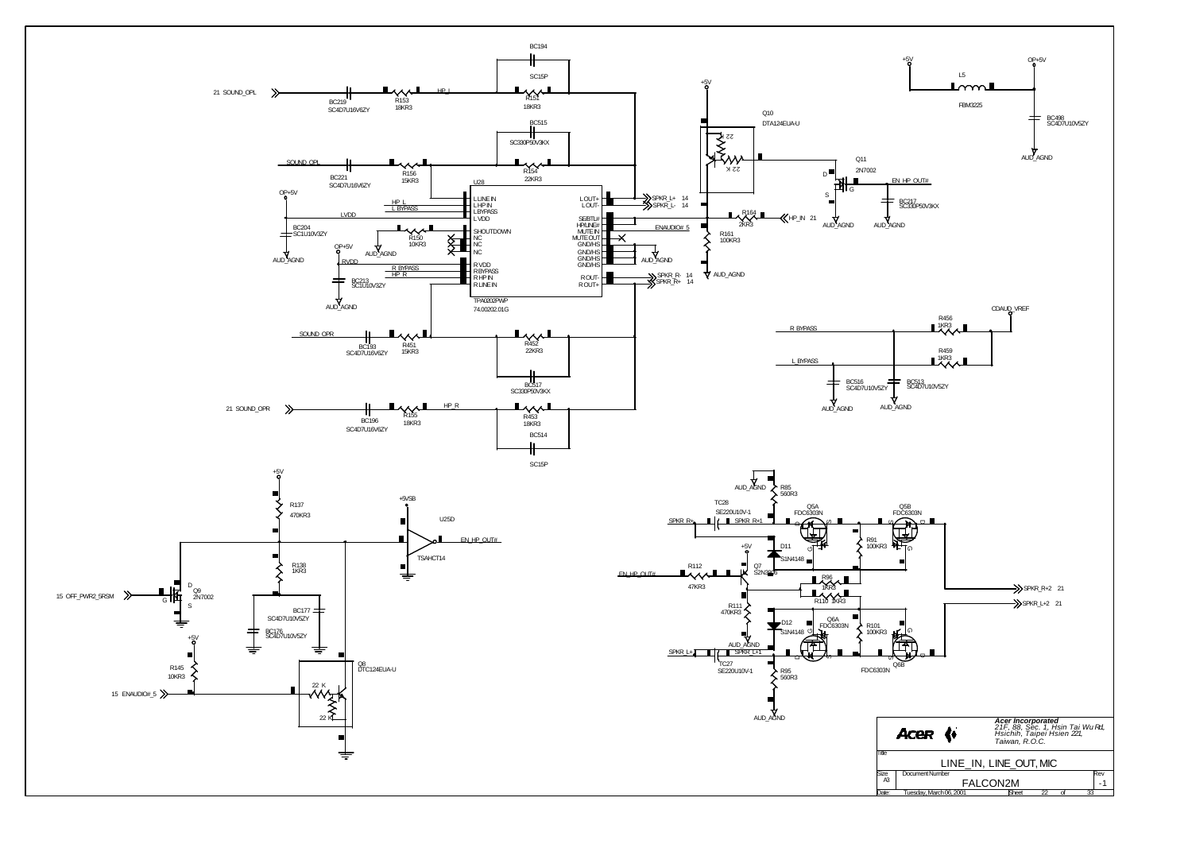# LINE_IN, LINE_OUT, MIC

**Acer Incorporated**
*21F, 88, Sec. 1, Hsin Tai Wu Rd, Hsichih, Taipei Hsien 221, Taiwan, R.O.C.*

| Title | LINE_IN, LINE_OUT, MIC | |
|---|---|---|
| Size: A3 | Document Number: FALCON2M | Rev: -1 |
| Date: Tuesday, March 06, 2001 | Sheet 22 of 33 | |

## Components

- U28: TPA0202PWP, 74.00202.01G
  - Pins: LLINE IN, LHP IN, LBYPASS, LVDD, SHOUTDOWN, NC, NC, NC, RVDD, RBYPASS, RHP IN, RLINE IN, LOUT+, LOUT-, SE/BTL#, HP/LINE#, MUTE IN, MUTE OUT, GND/HS ×4, ROUT-, ROUT+
- BC194 SC15P; R151 18KR3; R153 18KR3; BC219 SC4D7U16V6ZY; HP_L; 21 SOUND_OPL
- BC515 SC330P50V3KX; R154 22KR3; R156 15KR3; BC221 SC4D7U16V6ZY; SOUND_OPL
- BC204 SC1U10V3ZY; OP+5V; LVDD; AUD_AGND
- R150 10KR3; BC213 SC1U10V3ZY; RVDD; R BYPASS; HP_R
- R451 15KR3; BC193 SC4D7U16V6ZY; R452 22KR3; BC517 SC330P50V3KX; SOUND_OPR
- R155 18KR3; BC196 SC4D7U16V6ZY; R453 18KR3; BC514 SC15P; 21 SOUND_OPR
- Outputs: SPKR_L+ 14, SPKR_L- 14, SPKR_R- 14, SPKR_R+ 14; ENAUDIO# 5
- Q10 DTA124EUA-U (22K, 22K); +5V; R164 2KR3; HP_IN 21; R161 100KR3
- Q11 2N7002; EN_HP_OUT#; BC217 SC330P50V3KX
- L5 FBM3225; +5V; OP+5V; BC498 SC4D7U10V5ZY
- CDAUD_VREF; R456 1KR3; R459 1KR3; R BYPASS; L_BYPASS; BC516 SC4D7U10V5ZY; BC513 SC4D7U10V5ZY
- R137 470KR3; R138 1KR3; Q9 2N7002; 15 OFF_PWR2_5RSM; BC177 SC4D7U10V5ZY; BC176 SC4D7U10V5ZY
- U25D TSAHCT14; +5VSB; EN_HP_OUT#
- R145 10KR3; 15 ENAUDIO#_5; Q8 DTC124EUA-U (22K, 22K)
- R85 560R3; TC28 SE220U10V-1; SPKR_R+; SPKR_R+1; Q5A FDC6303N; Q5B FDC6303N; R91 100KR3; D11 S1N4148
- R112 47KR3; Q7 S2N3904; R96 1KR3; R110 1KR3; R111 470KR3; EN_HP_OUT#
- D12 S1N4148; Q6A FDC6303N; R101 100KR3; Q6B FDC6303N; TC27 SE220U10V-1; R95 560R3; SPKR_L+; SPKR_L+1
- Outputs: SPKR_R+2 21, SPKR_L+2 21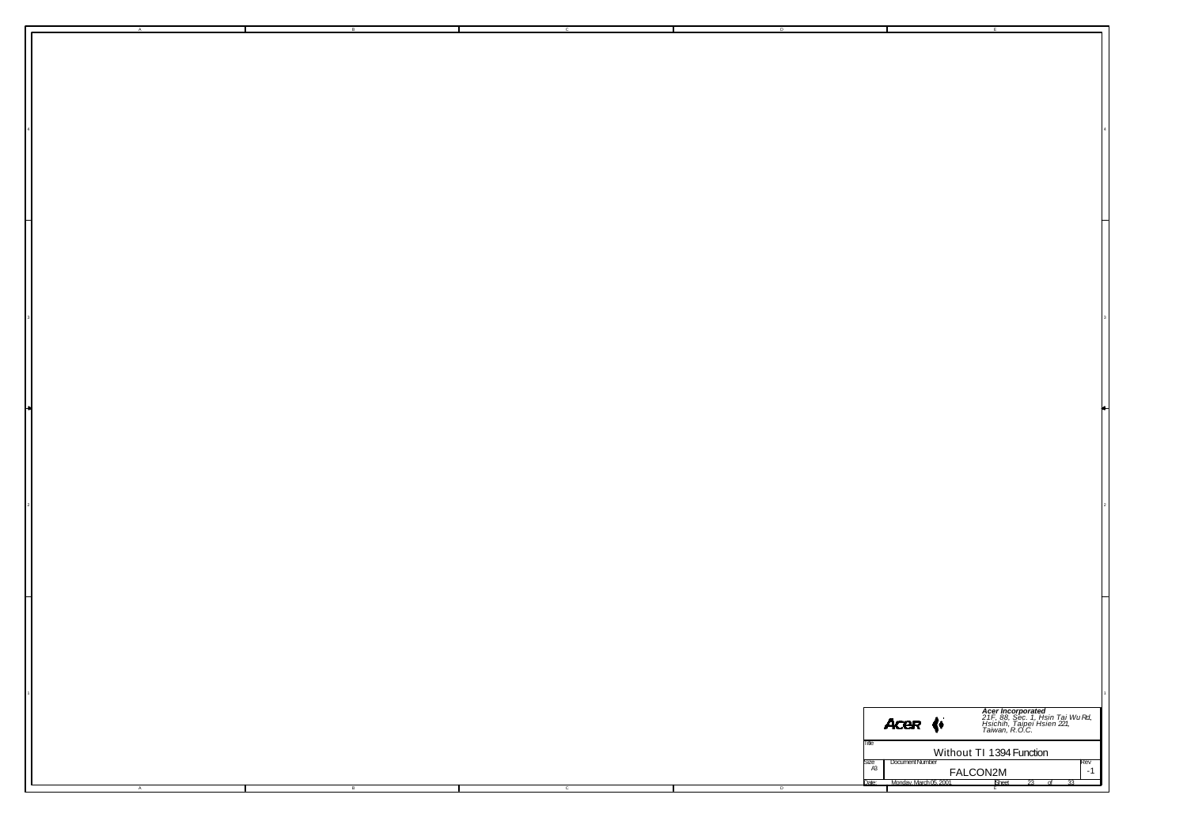**Acer Incorporated**
*21F, 88, Sec. 1, Hsin Tai Wu Rd, Hsichih, Taipei Hsien 221, Taiwan, R.O.C.*

| Title | Without TI 1394 Function | |
|---|---|---|
| Size: A3 | Document Number: FALCON2M | Rev: -1 |
| Date: Monday, March 05, 2001 | Sheet 23 of 33 | |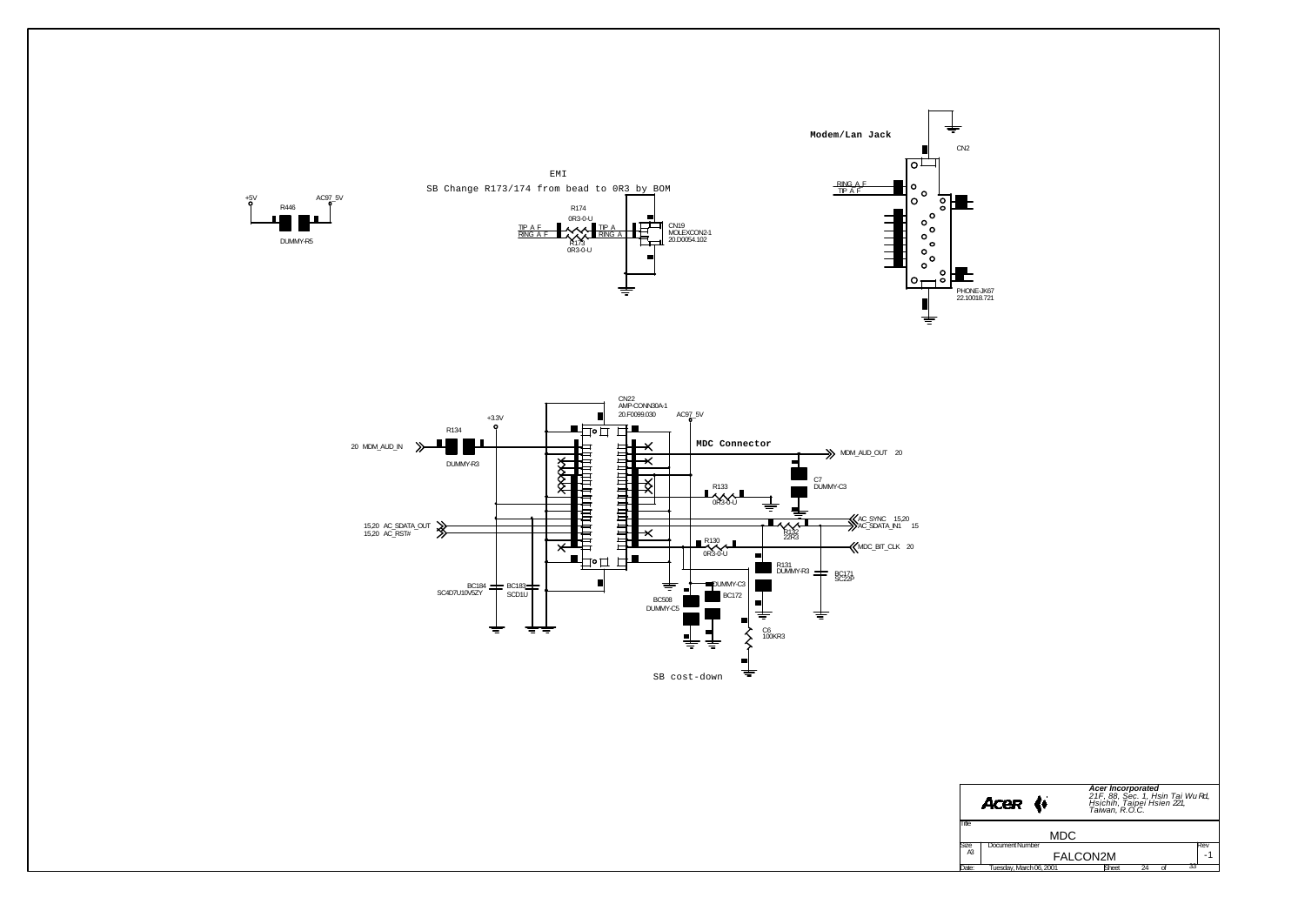EMI

SB Change R173/174 from bead to 0R3 by BOM

R446
+5V
AC97_5V
DUMMY-R5

R174
0R3-0-U
TIP A F
RING A F
TIP A
RING A
R173
0R3-0-U

CN19
MOLEXCON2-1
20.D0054.102

**Modem/Lan Jack**

CN2
RING A F
TIP A F
PHONE-JK67
22.10018.721

CN22
AMP-CONN30A-1
20.F0099.030

AC97_5V
+3.3V

R134
DUMMY-R3

20 MDM_AUD_IN

**MDC Connector**

MDM_AUD_OUT 20

C7
DUMMY-C3

R133
0R3-0-U

15,20 AC_SDATA_OUT
15,20 AC_RST#

AC_SYNC 15,20
AC_SDATA_IN1 15

R132
22R3

R130
0R3-0-U

MDC_BIT_CLK 20

R131
DUMMY-R3

BC171
SC22P

BC184
SC4D7U10V5ZY

BC183
SCD1U

DUMMY-C3
BC172

BC508
DUMMY-C5

C6
100KR3

SB cost-down

Acer Incorporated
21F, 88, Sec. 1, Hsin Tai Wu Rd,
Hsichih, Taipei Hsien 221,
Taiwan, R.O.C.

Title: MDC

Size: A3
Document Number: FALCON2M
Rev: -1

Date: Tuesday, March 06, 2001
Sheet 24 of 33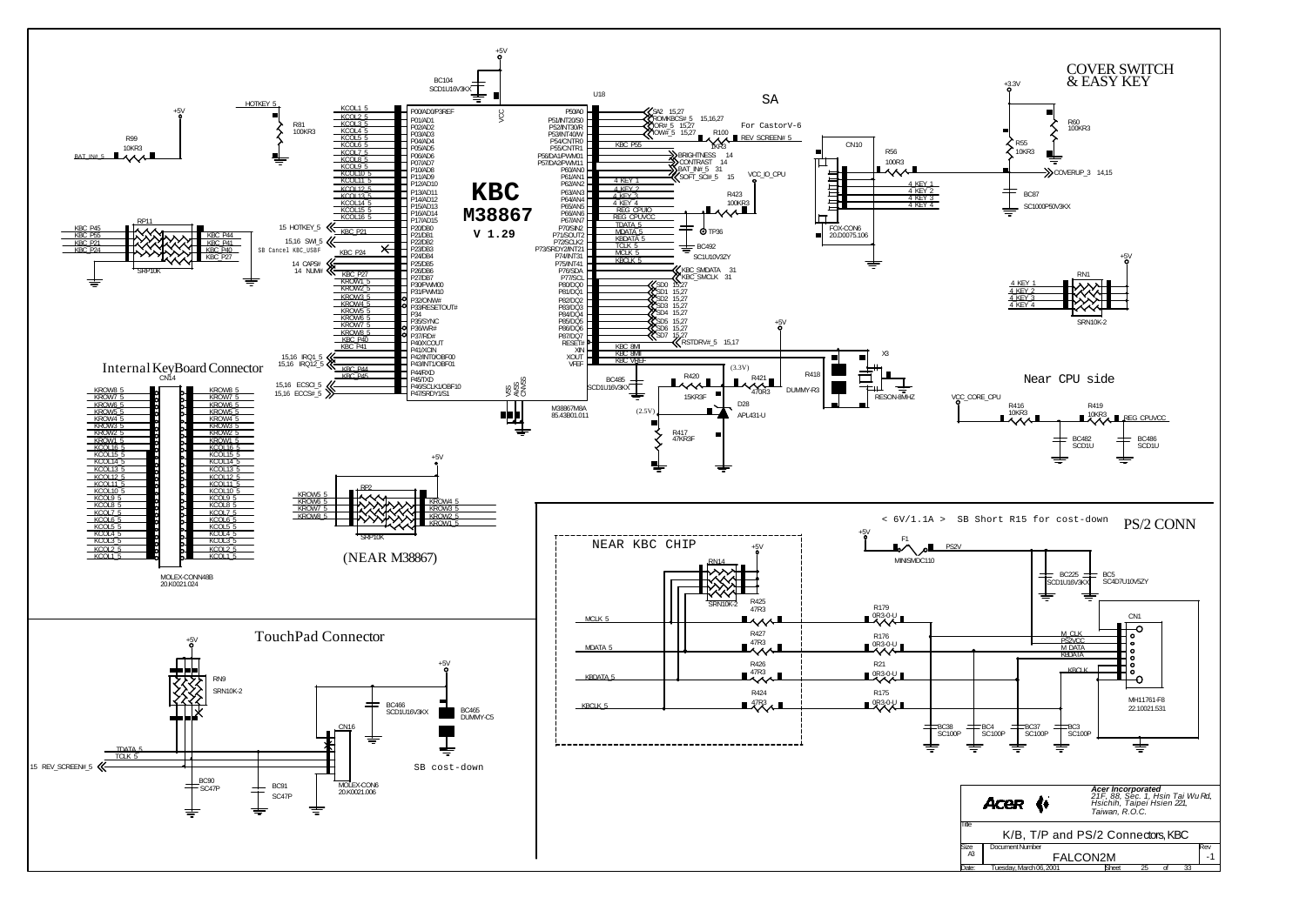# K/B, T/P and PS/2 Connectors, KBC

## KBC M38867 V 1.29

U18 — M38867M8A, 85.43B01.011

BC104 SCD1U10V3KX, +5V

| Left pins | Signal | Right pins | Signal |
|---|---|---|---|
| P00/AD0/P3REF | KCOL1_5 | P50/A0 | SA2 15,27 |
| P01/AD1 | KCOL2_5 | P51/INT20/S0 | ROMKBCS# 5 15,16,27 |
| P02/AD2 | KCOL3_5 | P52/INT30/R | IOR#_5 15,27 |
| P03/AD3 | KCOL4_5 | P53/INT40/W | IOW#_5 15,27 |
| P04/AD4 | KCOL5_5 | P54/CNTR0 | KBC_P55 |
| P05/AD5 | KCOL6_5 | P55/CNTR1 | |
| P06/AD6 | KCOL7_5 | P56/DA1/PWM01 | BRIGHTNESS 14 |
| P07/AD7 | KCOL8_5 | P57/DA2/PWM11 | CONTRAST 14 |
| P10/AD8 | KCOL9_5 | P60/AN0 | BAT_IN#_5 31 |
| P11/AD9 | KCOL10_5 | P61/AN1 | SOFT_SCI#_5 15 |
| P12/AD10 | KCOL11_5 | P62/AN2 | 4_KEY_1 |
| P13/AD11 | KCOL12_5 | P63/AN3 | 4_KEY_2 |
| P14/AD12 | KCOL13_5 | P64/AN4 | 4_KEY_3 |
| P15/AD13 | KCOL14_5 | P65/AN5 | 4_KEY_4 |
| P16/AD14 | KCOL15_5 | P66/AN6 | REG_CPUIO |
| P17/AD15 | KCOL16_5 | P67/AN7 | REG_CPUVCC |
| P20/DB0 | 15 HOTKEY_5 | P70/SIN2 | TDATA_5 |
| P21/DB1 | KBC_P21 | P71/SOUT2 | MDATA_5 |
| P22/DB2 | 15,16 SWI_5 | P72/SCLK2 | KBDATA_5 |
| P23/DB3 | SB Cancel KBC_USBF | P73/SRDY2/INT21 | TCLK_5 |
| P24/DB4 | KBC_P24 | P74/INT31 | MCLK_5 |
| P25/DB5 | 14 CAPS# | P75/INT41 | KBCLK_5 |
| P26/DB6 | 14 NUM# | P76/SDA | KBC_SMDATA 31 |
| P27/DB7 | KBC_P27 | P77/SCL | KBC_SMCLK 31 |
| P30/PWM00 | KROW1_5 | P80/DQ0 | SD0 15,27 |
| P31/PWM10 | KROW2_5 | P81/DQ1 | SD1 15,27 |
| P32/ONW# | KROW3_5 | P82/DQ2 | SD2 15,27 |
| P33/RESETOUT# | KROW4_5 | P83/DQ3 | SD3 15,27 |
| P34 | KROW5_5 | P84/DQ4 | SD4 15,27 |
| P35/SYNC | KROW6_5 | P85/DQ5 | SD5 15,27 |
| P36/WR# | KROW7_5 | P86/DQ6 | SD6 15,27 |
| P37/RD# | KROW8_5 | P87/DQ7 | SD7 15,27 |
| P40/XCOUT | KBC_P40 | RESET# | RSTDRV#_5 15,17 |
| P41/XCIN | KBC_P41 | XIN | KBC_8MI |
| P42/INT0/OBF00 | 15,16 IRQ1_5 | XOUT | KBC_8MO |
| P43/INT1/OBF01 | 15,16 IRQ12_5 | VREF | KBC_VREF |
| P44/RXD | KBC_P44 | | |
| P45/TXD | KBC_P45 | | |
| P46/SCLK1/OBF10 | 15,16 ECSCI_5 | | |
| P47/SRDY1/S1 | 15,16 ECCS#_5 | | |

VCC, VSS, AVSS, CNVSS

SA — For CastorV-6: R100 1KR3, REV_SCREEN# 5

R99 10KR3, BAT_IN#_5; R81 100KR3, +5V, HOTKEY_5

RP11 SRP10K: KBC_P45, KBC_P55, KBC_P21, KBC_P24, KBC_P44, KBC_P41, KBC_P40, KBC_P27

VCC_IO_CPU; R423 100KR3; TP36; BC492 SC1U10V3ZY

BC485 SCD1U16V3KX; R420 15KR3F; R421 470R3; R418 DUMMY-R3; (3.3V); (2.5V); D28 APL431-U; R417 47KR3F; X3 RESON-8MHZ; +5V

## COVER SWITCH & EASY KEY

+3.3V; R60 100KR3; R55 10KR3; R56 100R3; COVERUP_3 14,15; CN10 FOX-CON6 20.D0075.106; 4_KEY_1, 4_KEY_2, 4_KEY_3, 4_KEY_4; BC87 SC1000P50V3KX

RN1 SRN10K-2, +5V: 4_KEY_1, 4_KEY_2, 4_KEY_3, 4_KEY_4

## Near CPU side

VCC_CORE_CPU; R416 10KR3; R419 10KR3; REG_CPUVCC; BC482 SCD1U; BC486 SCD1U

## Internal KeyBoard Connector

CN14 — MOLEX-CONN48B 20.K0021.024

KROW8_5, KROW7_5, KROW6_5, KROW5_5, KROW4_5, KROW3_5, KROW2_5, KROW1_5, KCOL16_5, KCOL15_5, KCOL14_5, KCOL13_5, KCOL12_5, KCOL11_5, KCOL10_5, KCOL9_5, KCOL8_5, KCOL7_5, KCOL6_5, KCOL5_5, KCOL4_5, KCOL3_5, KCOL2_5, KCOL1_5

RP2 SRP10K, +5V: KROW5_5, KROW6_5, KROW7_5, KROW8_5, KROW4_5, KROW3_5, KROW2_5, KROW1_5

(NEAR M38867)

## TouchPad Connector

+5V; RN9 SRN10K-2; BC466 SCD1U16V3KX; BC465 DUMMY-C5; SB cost-down; CN16 MOLEX-CON6 20.K0021.006; TDATA_5; TCLK_5; 15 REV_SCREEN#_5; BC90 SC47P; BC91 SC47P

## PS/2 CONN

< 6V/1.1A > SB Short R15 for cost-down

+5V; F1 MINISMDC110; PS2V; BC225 SCD1U16V3KX; BC5 SC4D7U10V5ZY

NEAR KBC CHIP: RN14 SRN10K-2, +5V

| Signal | Series R | Series R |
|---|---|---|
| MCLK_5 | R425 47R3 | R179 0R3-0-U |
| MDATA_5 | R427 47R3 | R176 0R3-0-U |
| KBDATA_5 | R426 47R3 | R21 0R3-0-U |
| KBCLK_5 | R424 47R3 | R175 0R3-0-U |

CN1 MH11761-F8 22.10021.531: M_CLK, PS2VCC, M_DATA, KBDATA, KBCLK

BC38 SC100P; BC4 SC100P; BC37 SC100P; BC3 SC100P

**Acer Incorporated**
*21F, 88, Sec. 1, Hsin Tai Wu Rd, Hsichih, Taipei Hsien 221, Taiwan, R.O.C.*

Title: K/B, T/P and PS/2 Connectors, KBC
Size: A3 — Document Number: FALCON2M — Rev: -1
Date: Tuesday, March 06, 2001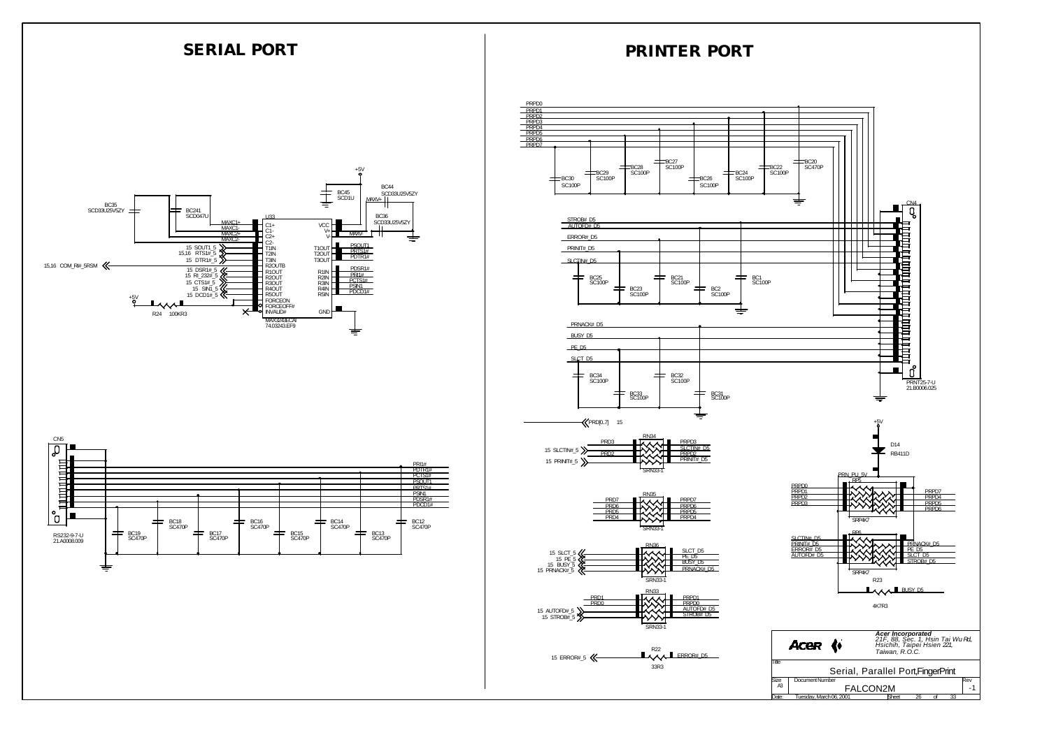# SERIAL PORT

BC35
SCD33U25V5ZY

BC241
SCD047U

U33

MAXC1+
MAXC1-
MAXC2+
MAXC2-

C1+
C1-
C2+
C2-

+5V

BC45
SCD1U

BC44
SCD33U25V5ZY

MAXV+

BC36
SCD33U25V5ZY

VCC
V+
V-

MAXV-

15 SOUT1_5 — T1IN — T1OUT — PSOUT1
15,16 RTS1#_5 — T2IN — T2OUT — PRTS1#
15 DTR1#_5 — T3IN — T3OUT — PDTR1#

15,16 COM_RI#_5RSM — R2OUTB

15 DSR1#_5 — R1OUT — R1IN — PDSR1#
15 RI_232#_5 — R2OUT — R2IN — PRI1#
15 CTS1#_5 — R3OUT — R3IN — PCTS1#
15 SIN1_5 — R4OUT — R4IN — PSIN1
15 DCD1#_5 — R5OUT — R5IN — PDCD1#

+5V
R24 100KR3

FORCEON
FORCEOFF#
INVALID#

GND

MAX3243ECAI
74.03243.EF9

CN5

PRI1#
PDTR1#
PCTS1#
PSOUT1
PRTS1#
PSIN1
PDSR1#
PDCD1#

BC19 SC470P
BC18 SC470P
BC17 SC470P
BC16 SC470P
BC15 SC470P
BC14 SC470P
BC13 SC470P
BC12 SC470P

RS232-9-7-U
21.A0008.009

# PRINTER PORT

PRPD0
PRPD1
PRPD2
PRPD3
PRPD4
PRPD5
PRPD6
PRPD7

BC30 SC100P
BC29 SC100P
BC28 SC100P
BC27 SC100P
BC26 SC100P
BC24 SC100P
BC22 SC100P
BC20 SC470P

CN4

STROB#_D5
AUTOFD#_D5
ERROR#_D5
PRINIT#_D5
SLCTIN#_D5

BC25 SC100P
BC23 SC100P
BC21 SC100P
BC2 SC100P
BC1 SC100P

PRNACK#_D5
BUSY_D5
PE_D5
SLCT_D5

BC34 SC100P
BC33 SC100P
BC32 SC100P
BC31 SC100P

PRNT25-7-U
21.B0006.025

PRD[0..7] 15

RN34
PRD3 — PRPD3
15 SLCTIN#_5 — SLCTIN#_D5
PRD2 — PRPD2
15 PRINIT#_5 — PRINIT#_D5
SRN33-1

RN35
PRD7 — PRPD7
PRD6 — PRPD6
PRD5 — PRPD5
PRD4 — PRPD4
SRN33-1

RN36
15 SLCT_5 — SLCT_D5
15 PE_5 — PE_D5
15 BUSY_5 — BUSY_D5
15 PRNACK#_5 — PRNACK#_D5
SRN33-1

RN33
PRD1 — PRPD1
PRD0 — PRPD0
15 AUTOFD#_5 — AUTOFD#_D5
15 STROB#_5 — STROB#_D5
SRN33-1

R22
15 ERROR#_5 — ERROR#_D5
33R3

+5V
D14
RB411D

PRN_PU_5V

RP5
PRPD0
PRPD1
PRPD2
PRPD3
PRPD7
PRPD4
PRPD5
PRPD6
SRP4K7

RP6
SLCTIN#_D5
PRINIT#_D5
ERROR#_D5
AUTOFD#_D5
PRNACK#_D5
PE_D5
SLCT_D5
STROB#_D5
SRP4K7

R23
BUSY_D5
4K7R3

**Acer Incorporated**
*21F, 88, Sec. 1, Hsin Tai Wu Rd, Hsichih, Taipei Hsien 221, Taiwan, R.O.C.*

| Title | Serial, Parallel Port,FingerPrint | |
|---|---|---|
| Size: A3 | Document Number: FALCON2M | Rev: -1 |
| Date: Tuesday, March 06, 2001 | Sheet 26 of 33 | |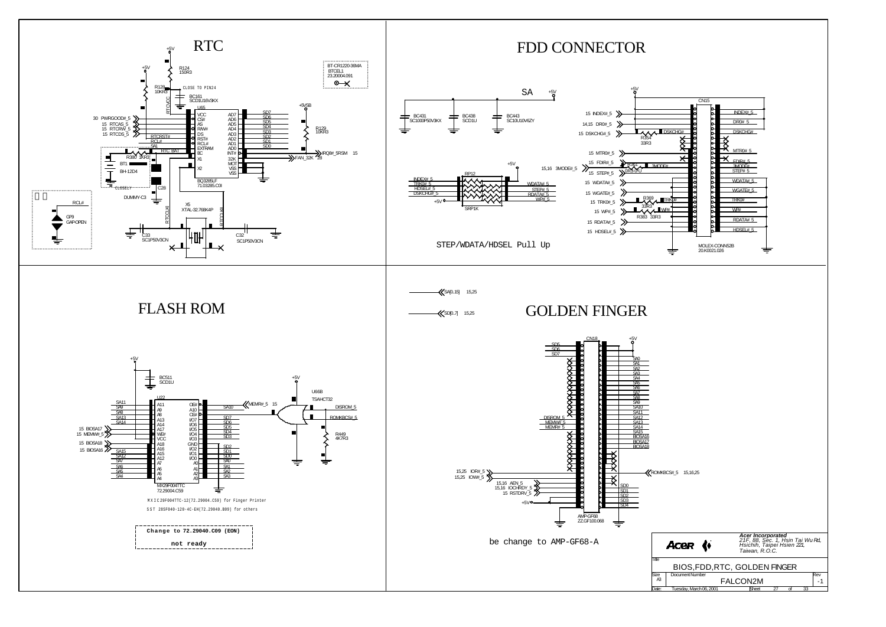# RTC

+5V

R124
150R3

+5V

R128
10KR3

RTCVCC

CLOSE TO PIN24

BC161
SCD1U16V3KX

BT-CR1220-36MA
BTCEL1
23.20004.091

30 PWRGOOD#_5
15 RTCAS_5
15 RTCRW_5
15 RTCDS_5

RTCRST#
RCL#
SA1

U65

| | | | |
|---|---|---|---|
| VCC | AD7 | SD7 | |
| CS# | AD6 | SD6 | |
| AS | AD5 | SD5 | |
| R/W# | AD4 | SD4 | |
| DS | AD3 | SD3 | |
| RST# | AD2 | SD2 | |
| RCL# | AD1 | SD1 | |
| EXTRAM | AD0 | SD0 | |
| BC | INT# | IRQ8#_5RSM | 15 |
| X1 | 32K | FAN_32K | 28 |
| X2 | MOT | | |
| | VSS | | |
| | VSS | | |

BQ3285LF
71.03285.C0I

+5VSB

R129
10KR3

R380 1KR3

RTC BAT

BT1

BH-12D4

CLOSELY

C28

DUMMY-C3

RCL#

GP9
GAP-OPEN

X5
XTAL-32.768K4P

RTCCLKI

RTCCLKO

C33
SC1P50V3CN

C32
SC1P50V3CN

# FDD CONNECTOR

SA

+5V

BC431
SC1000P50V3KX

BC438
SCD1U

BC443
SC10U10V6ZY

INDEX#_5
TRK0#_5
HDSEL#_5
DSKCHG#_5

RP12

+5V

SRP1K

WDATA#_5
STEP#_5
RDATA#_5
WP#_5

STEP/WDATA/HDSEL Pull Up

+5V

CN15

15 INDEX#_5
14,15 DR0#_5
15 DSKCHG#_5

R354
33R3

DSKCHG#

15 MTR0#_5
15 FDIR#_5
15,16 3MODE#_5
15 STEP#_5
15 WDATA#_5
15 WGATE#_5
15 TRK0#_5
15 WP#_5
15 RDATA#_5
15 HDSEL#_5

R361
0R3-0-U

3MODE#

R369
33R3

TRK0#

R383 33R3

WP#

INDEX#_5
DR0#_5
DSKCHG#
MTR0#_5
FDIR#_5
3MODE#
STEP#_5
WDATA#_5
WGATE#_5
TRK0#
WP#
RDATA#_5
HDSEL#_5

MOLEX-CONN52B
20.K0021.026

# FLASH ROM

+5V

BC511
SCD1U

U22

| | | | |
|---|---|---|---|
| SA11 | A11 | OE# | |
| SA9 | A9 | A10 | SA10 |
| SA8 | A8 | CE# | |
| SA13 | A13 | I/O7 | SD7 |
| SA14 | A14 | I/O6 | SD6 |
| 15 BIOSA17 | A17 | I/O5 | SD5 |
| 15 MEMW#_5 | WE# | I/O4 | SD4 |
| | VCC | I/O3 | SD3 |
| 15 BIOSA18 | A18 | GND | |
| 15 BIOSA16 | A16 | I/O2 | SD2 |
| SA15 | A15 | I/O1 | SD1 |
| SA12 | A12 | I/O0 | SD0 |
| SA7 | A7 | A0 | SA0 |
| SA6 | A6 | A1 | SA1 |
| SA5 | A5 | A2 | SA2 |
| SA4 | A4 | A3 | SA3 |

MX29F004TTC
72.29004.C59

MEMR#_5 15

+5V

U66B
TSAHCT32

DISROM_5

ROMKBCS#_5

R449
4K7R3

MXIC29F004TTC-12(72.29004.C59) for Finger Printer

SST 28SF040-120-4C-EH(72.29040.B09) for others

**Change to 72.29040.C09 (EON)**

**not ready**

# GOLDEN FINGER

SA[0..15] 15,25

SD[0..7] 15,25

CN18

+5V

SD5
SD6
SD7

SA0
SA1
SA2
SA3
SA4
SA5
SA6
SA7
SA8
SA9
SA10
SA11
SA12
SA13
SA14
SA15
BIOSA16
BIOSA17
BIOSA18

DISROM_5
MEMW#_5
MEMR#_5

15,25 IOR#_5
15,25 IOW#_5

ROMKBCS#_5 15,16,25

15,16 AEN_5
15,16 IOCHRDY_5
15 RSTDRV_5

+5V

SD0
SD1
SD2
SD3
SD4

AMP-GF68
ZZ.GF100.068

be change to AMP-GF68-A

| | |
|---|---|
| **Acer Incorporated** | *21F, 88, Sec. 1, Hsin Tai Wu Rd, Hsichih, Taipei Hsien 221, Taiwan, R.O.C.* |
| Title | BIOS,FDD,RTC, GOLDEN FINGER |
| Size A3 | Document Number FALCON2M — Rev -1 |
| Date: | Tuesday, March 06, 2001 — Sheet 27 of 33 |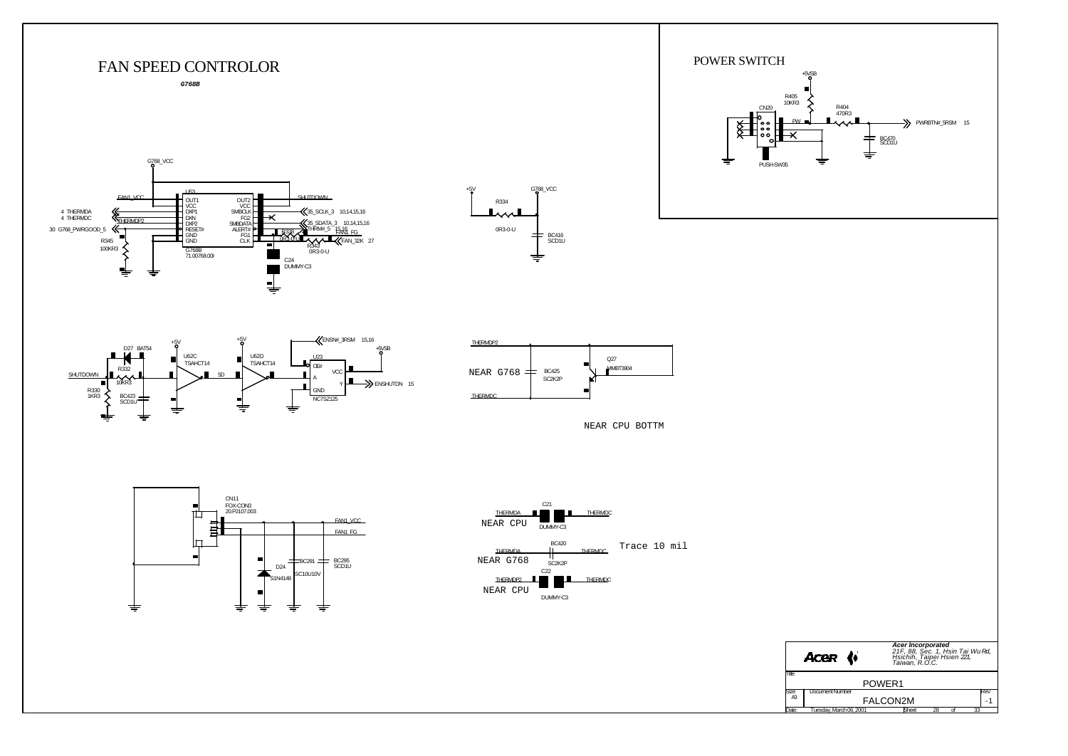# FAN SPEED CONTROLOR

***G768B***

G768_VCC

U63

| | | |
|---|---|---|
| FAN1_VCC | OUT1 | OUT2 | SHUTDOWN |
| | VCC | VCC | |
| 4 THERMDA | DXP1 | SMBCLK | 35_SCLK_3 10,14,15,16 |
| 4 THERMDC | DXN | FG2 | |
| THERMDP2 | DXP2 | SMBDATA | 35_SDATA_3 10,14,15,16 |
| 30 G768_PWRGOOD_5 | RESET# | ALERT# | THRM#_5 15,16 |
| | GND | FG1 | FAN1_FG |
| | GND | CLK | FAN_32K 27 |

G768B
71.00768.00I

R345
100KR3

R338
0R3-0-U

R343
0R3-0-U

C24
DUMMY-C3

+5V — R334 0R3-0-U — G768_VCC

BC416
SCD1U

D27 BAT54

R332
10KR3

SHUTDOWN

R330
1KR3

BC423
SCD1U

+5V

U62C
TSAHCT14

SD

+5V

U62D
TSAHCT14

ENSN#_3RSM 15,16

U23

OE#
A
GND
VCC
Y

NC7SZ125

+5VSB

ENSHUTDN 15

THERMDP2

NEAR G768

BC425
SC2K2P

Q27
MMBT3904

THERMDC

NEAR CPU BOTTM

CN11
FOX-CON3
20.F0107.003

FAN1_VCC

FAN1_FG

D24
S1N4148

BC291
SC10U10V

BC295
SCD1U

THERMDA — C21 DUMMY-C3 — THERMDC
NEAR CPU

THERMDA — BC420 SC2K2P — THERMDC
NEAR G768

Trace 10 mil

THERMDP2 — C22 DUMMY-C3 — THERMDC
NEAR CPU

# POWER SWITCH

+5VSB

R405
10KR3

CN20

PW

R404
470R3

PWRBTN#_5RSM 15

BC470
SCD1U

PUSH-SW35

**Acer Incorporated**
*21F, 88, Sec. 1, Hsin Tai Wu Rd, Hsichih, Taipei Hsien 221, Taiwan, R.O.C.*

| Title | POWER1 | | |
|---|---|---|---|
| Size A3 | Document Number FALCON2M | | Rev -1 |
| Date: | Tuesday, March 06, 2001 | Sheet 28 of 33 | |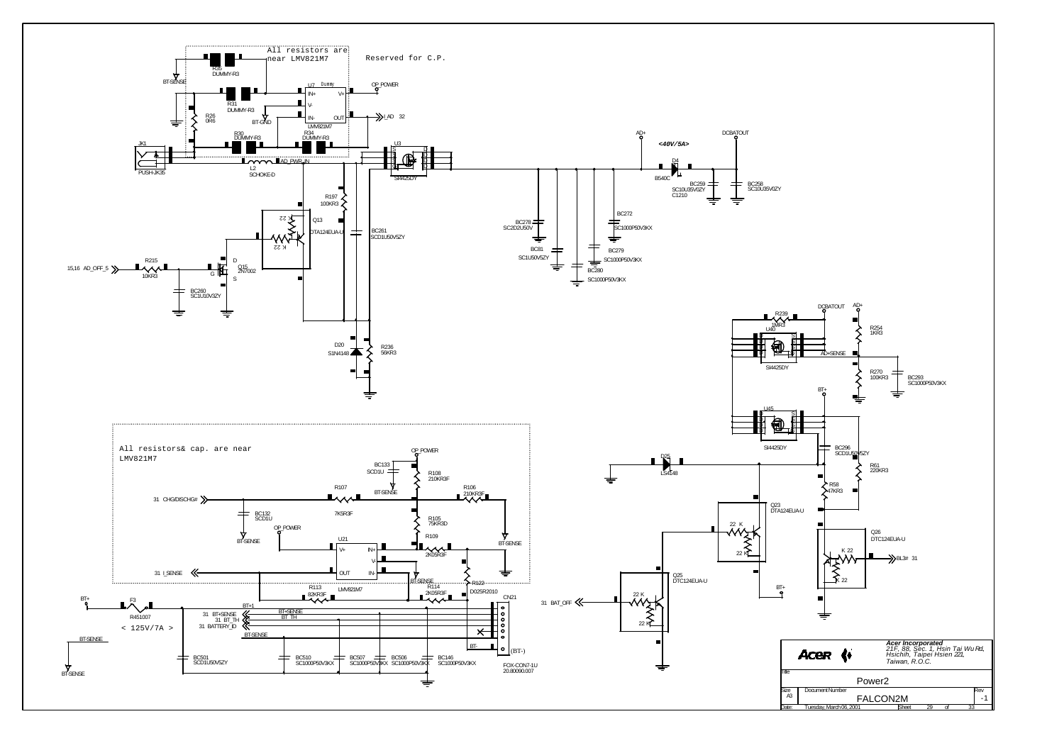All resistors are near LMV821M7

Reserved for C.P.

R25 DUMMY-R3

BT-SENSE

U7 Dummy

IN+ V+

OP_POWER

V-

R31 DUMMY-R3

R26 0R6

BT-GND

IN- OUT

I_AD 32

LMV821M7

R30 DUMMY-R3

R34 DUMMY-R3

AD+

DCBATOUT

*<40V/5A>*

JK1

U3

PUSH-JK35

L2 SCHOKE-D

AD_PWR_IN

SI4425DY

D4 B540C

BC259 SC10U35V0ZY C1210

BC258 SC10U35V0ZY

R197 100KR3

BC272 SC1000P50V3KX

Q13 DTA124EUA-U

BC278 SC2D2U50V

BC261 SCD1U50V5ZY

BC81 SC1U50V5ZY

BC279 SC1000P50V3KX

15,16 AD_OFF_5

R215 10KR3

Q15 2N7002

BC280 SC1000P50V3KX

BC260 SC1U10V3ZY

D20 S1N4148

R236 56KR3

DCBATOUT AD+

R239 1MR3

U40

R254 1KR3

AD+SENSE

SI4425DY

R270 100KR3

BC293 SC1000P50V3KX

BT+

U45

SI4425DY

BC296 SCD1U50V5ZY

D25 LS4148

R61 220KR3

R58 47KR3

Q23 DTA124EUA-U

Q26 DTC124EUA-U

BL3# 31

Q25 DTC124EUA-U

BT+

31 BAT_OFF

All resistors& cap. are near LMV821M7

OP_POWER

BC133 SCD1U

R108 210KR3F

R106 210KR3F

BT-SENSE

31 CHG/DISCHG#

R107 7K5R3F

BC132 SCD1U

R105 75KR3D

OP_POWER

R109

BT-SENSE

U21

V+ IN+

BT-SENSE

2K05R3F

V-

31 I_SENSE

OUT IN-

BT-SENSE

R114 2K05R3F

R122 D025R2010

R113 82KR3F

LMV821M7

CN21

BT+

F3 R451007

< 125V/7A >

BT+1

31 BT+SENSE

31 BT_TH

31 BATTERY_ID

BT+SENSE

BT_TH

BT-SENSE

BT-

(BT-)

BT-SENSE

BC501 SCD1U50V5ZY

BC510 SC1000P50V3KX

BC507 SC1000P50V3KX

BC506 SC1000P50V3KX

BC146 SC1000P50V3KX

FOX-CON7-1U 20.80090.007

BT-SENSE

**Acer Incorporated**
*21F, 88, Sec. 1, Hsin Tai Wu Rd., Hsichih, Taipei Hsien 221, Taiwan, R.O.C.*

| Title | Power2 | |
|---|---|---|
| Size A3 | Document Number FALCON2M | Rev -1 |
| Date: Tuesday, March 06, 2001 | Sheet 29 of 33 | |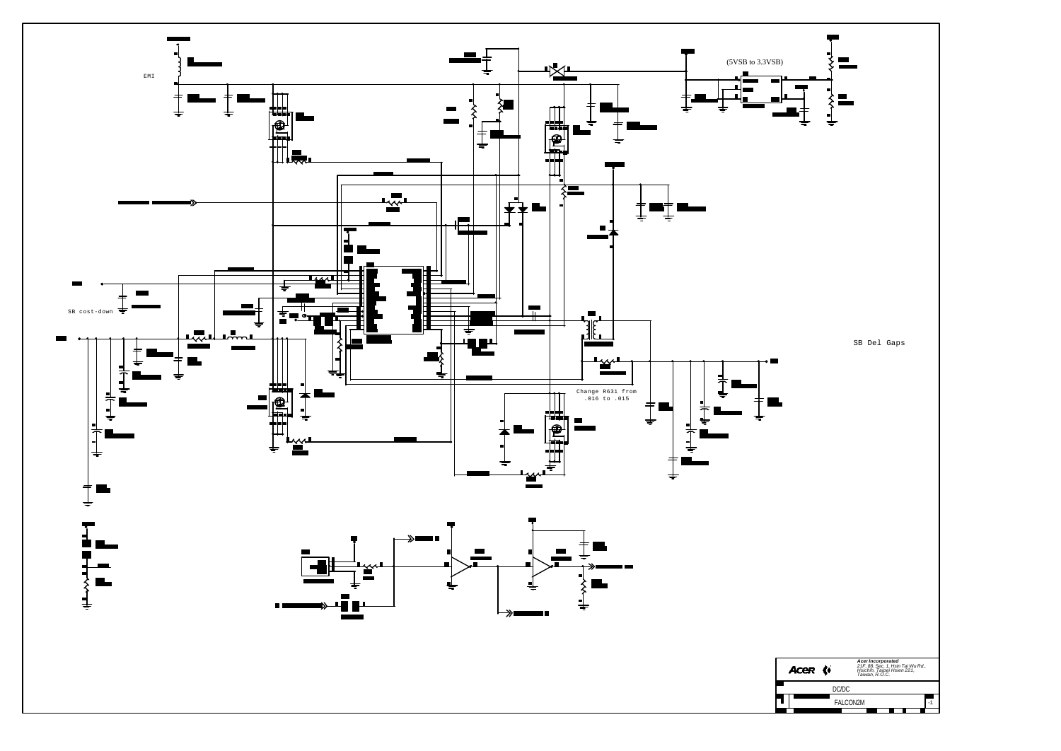EMI

(5VSB to 3.3VSB)

SB cost-down

SB Del Gaps

Change R631 from .016 to .015

Acer Incorporated
21F, 88, Sec. 1, Hsin Tai Wu Rd., Hsichih, Taipei Hsien 221, Taiwan, R.O.C.

DC/DC

FALCON2M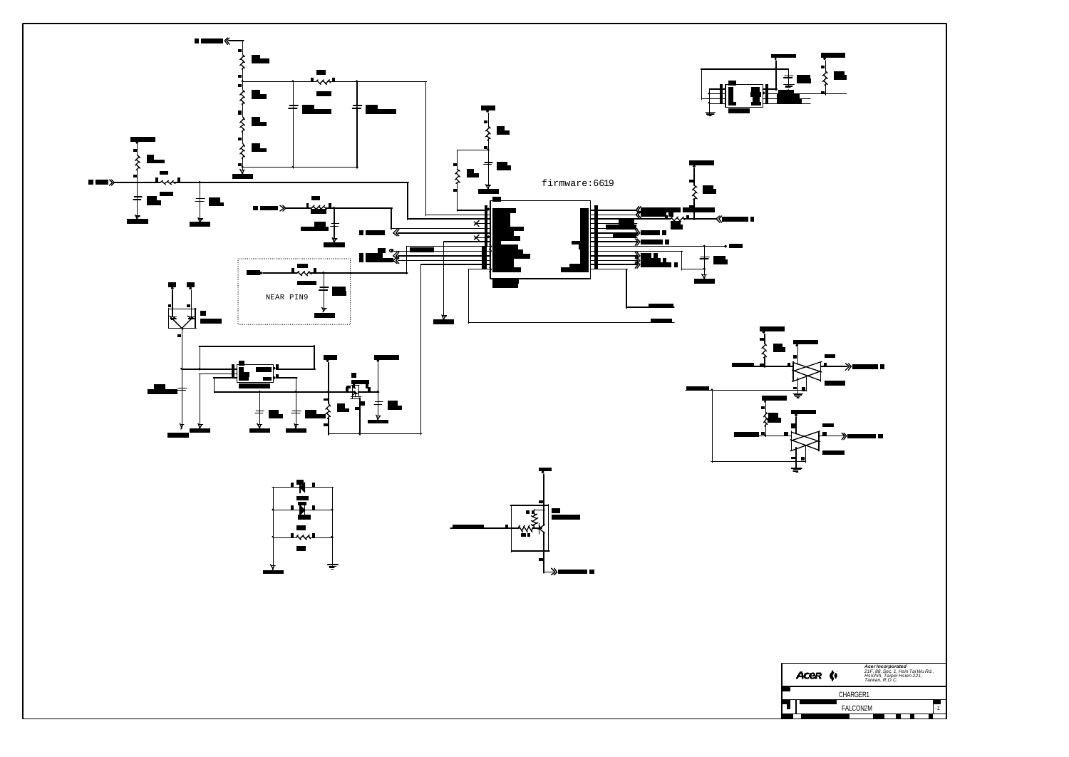firmware:6619

NEAR PIN9

Acer Incorporated
21F, 88, Sec. 1, Hsin Tai Wu Rd.,
Hsichih, Taipei Hsien 221,
Taiwan, R.O.C.

CHARGER1

FALCON2M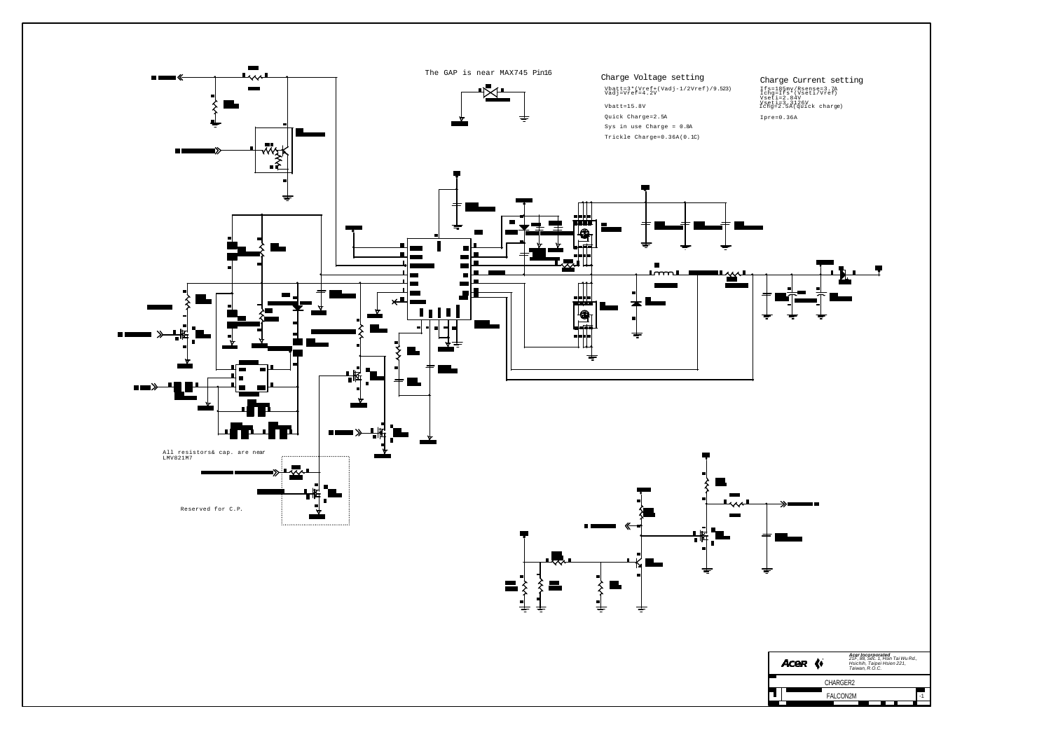The GAP is near MAX745 Pin16

## Charge Voltage setting

$Vbatt=3*(Vref+(Vadj-1/2Vref)/9.523)$
$Vadj=Vref=4.2V$

Vbatt=15.8V

Quick Charge=2.5A

Sys in use Charge = 0.8A

Trickle Charge=0.36A(0.1C)

## Charge Current setting

$Ifs=185mv/Rsense=3.7A$
$Ichg=Ifs*(Vseti/Vref)$
$Vseti=2.84V$
$Vseti=3.3126V$
Ichg=2.5A(quick charge)

Ipre=0.36A

All resistors& cap. are near LMV821M7

Reserved for C.P.

*Acer Incorporated*
*21F, 88, Sec. 1, Hsin Tai Wu Rd., Hsichih, Taipei Hsien 221, Taiwan, R.O.C.*

CHARGER2

FALCON2M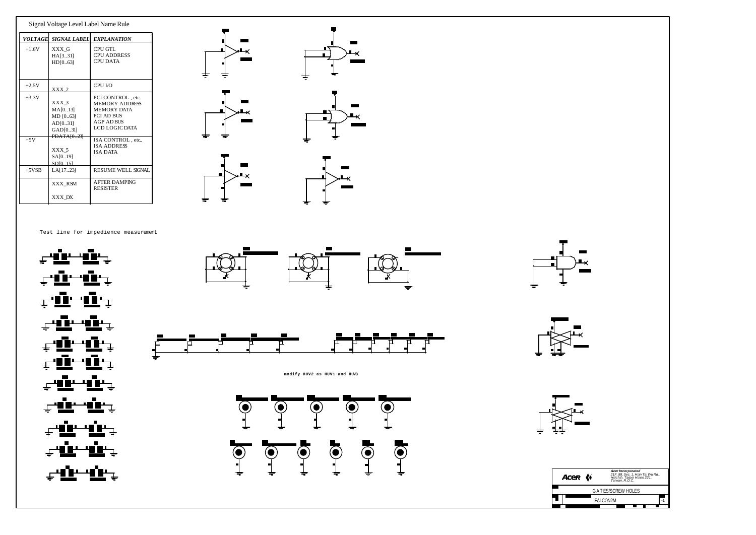Signal Voltage Level Label Name Rule

| *VOLTAGE* | *SIGNAL LABEL* | *EXPLANATION* |
|---|---|---|
| +1.6V | XXX_G<br>HA[3..31]<br>HD[0..63] | CPU GTL<br>CPU ADDRESS<br>CPU DATA |
| +2.5V | XXX_2 | CPU I/O |
| +3.3V | XXX_3<br>MA[0..13]<br>MD [0..63]<br>AD[0..31]<br>GAD[0..31]<br>PDATA[0..23] | PCI CONTROL , etc.<br>MEMORY ADDRESS<br>MEMORY DATA<br>PCI AD BUS<br>AGP AD BUS<br>LCD LOGIC DATA |
| +5V | XXX_5<br>SA[0..19]<br>SD[0..15] | ISA CONTROL , etc.<br>ISA ADDRESS<br>ISA DATA |
| +5VSB | LA[17..23] | RESUME WELL SIGNAL |
| | XXX_RSM<br><br>XXX_DX | AFTER DAMPING RESISTER |

Test line for impedience measurement

modify HUV2 as HUV1 and HUV3

Acer Incorporated
21F, 88, Sec. 1, Hsin Tai Wu Rd., Hsichih, Taipei Hsien 221, Taiwan, R.O.C.

GATES/SCREW HOLES

FALCON2M